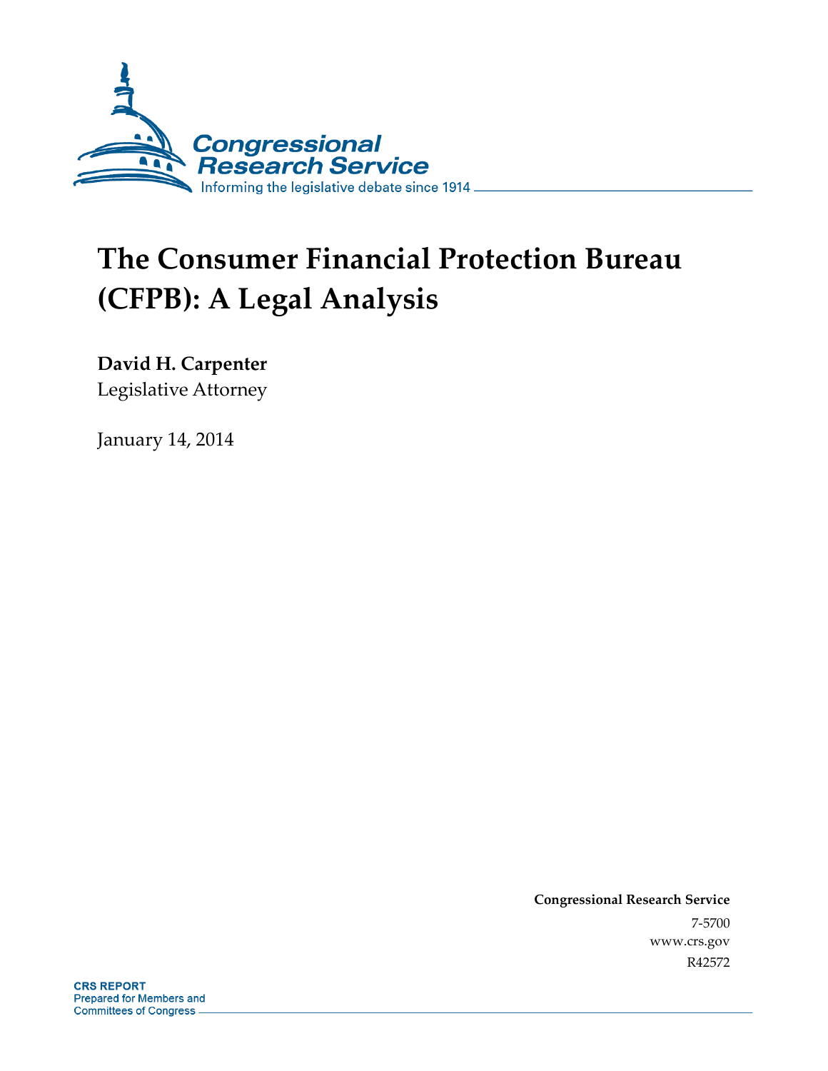Congressional Research Service

Informing the legislative debate since 1914

# The Consumer Financial Protection Bureau (CFPB): A Legal Analysis

**David H. Carpenter**
Legislative Attorney

January 14, 2014

**Congressional Research Service**
7-5700
www.crs.gov
R42572

**CRS REPORT**
Prepared for Members and Committees of Congress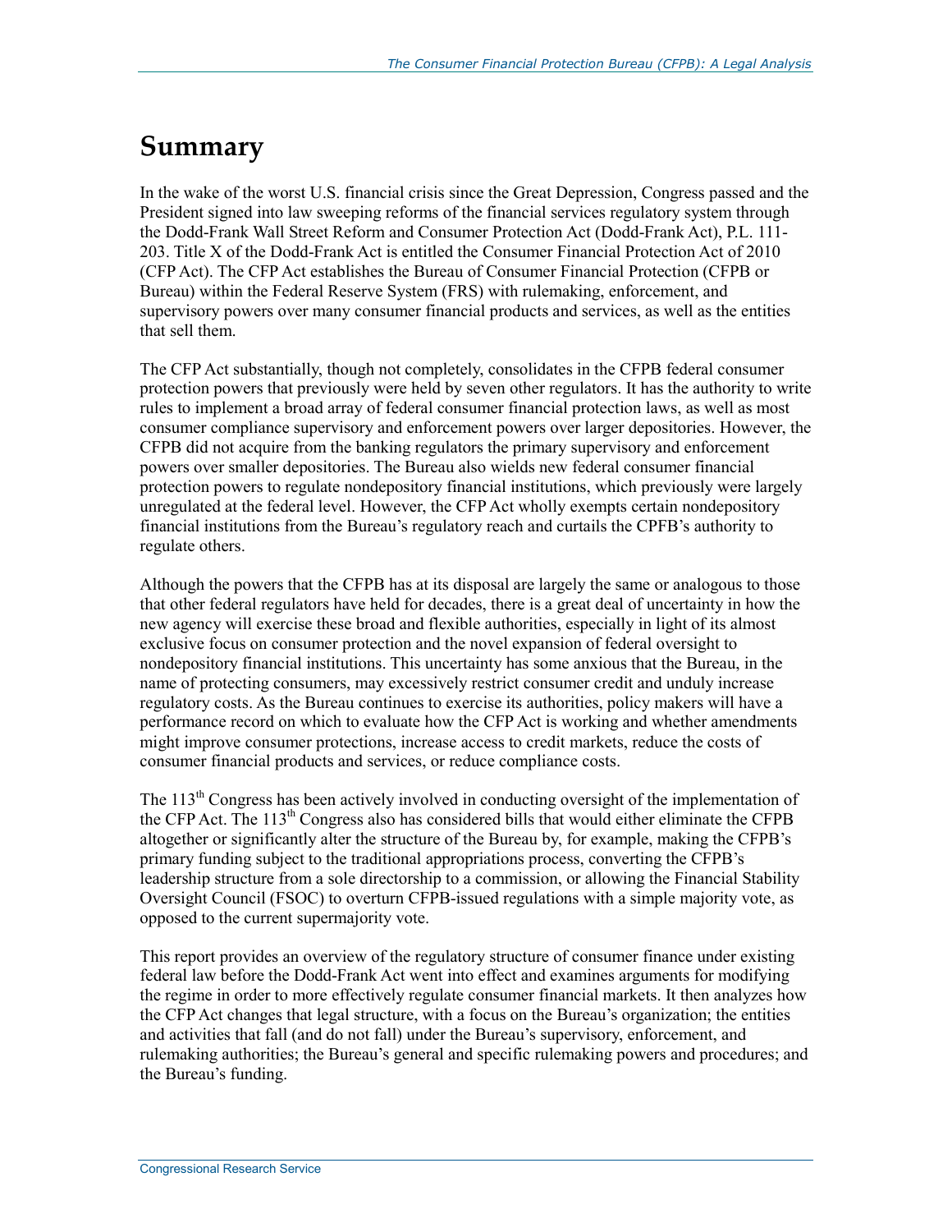# Summary

In the wake of the worst U.S. financial crisis since the Great Depression, Congress passed and the President signed into law sweeping reforms of the financial services regulatory system through the Dodd-Frank Wall Street Reform and Consumer Protection Act (Dodd-Frank Act), P.L. 111-203. Title X of the Dodd-Frank Act is entitled the Consumer Financial Protection Act of 2010 (CFP Act). The CFP Act establishes the Bureau of Consumer Financial Protection (CFPB or Bureau) within the Federal Reserve System (FRS) with rulemaking, enforcement, and supervisory powers over many consumer financial products and services, as well as the entities that sell them.

The CFP Act substantially, though not completely, consolidates in the CFPB federal consumer protection powers that previously were held by seven other regulators. It has the authority to write rules to implement a broad array of federal consumer financial protection laws, as well as most consumer compliance supervisory and enforcement powers over larger depositories. However, the CFPB did not acquire from the banking regulators the primary supervisory and enforcement powers over smaller depositories. The Bureau also wields new federal consumer financial protection powers to regulate nondepository financial institutions, which previously were largely unregulated at the federal level. However, the CFP Act wholly exempts certain nondepository financial institutions from the Bureau's regulatory reach and curtails the CPFB's authority to regulate others.

Although the powers that the CFPB has at its disposal are largely the same or analogous to those that other federal regulators have held for decades, there is a great deal of uncertainty in how the new agency will exercise these broad and flexible authorities, especially in light of its almost exclusive focus on consumer protection and the novel expansion of federal oversight to nondepository financial institutions. This uncertainty has some anxious that the Bureau, in the name of protecting consumers, may excessively restrict consumer credit and unduly increase regulatory costs. As the Bureau continues to exercise its authorities, policy makers will have a performance record on which to evaluate how the CFP Act is working and whether amendments might improve consumer protections, increase access to credit markets, reduce the costs of consumer financial products and services, or reduce compliance costs.

The 113th Congress has been actively involved in conducting oversight of the implementation of the CFP Act. The 113th Congress also has considered bills that would either eliminate the CFPB altogether or significantly alter the structure of the Bureau by, for example, making the CFPB's primary funding subject to the traditional appropriations process, converting the CFPB's leadership structure from a sole directorship to a commission, or allowing the Financial Stability Oversight Council (FSOC) to overturn CFPB-issued regulations with a simple majority vote, as opposed to the current supermajority vote.

This report provides an overview of the regulatory structure of consumer finance under existing federal law before the Dodd-Frank Act went into effect and examines arguments for modifying the regime in order to more effectively regulate consumer financial markets. It then analyzes how the CFP Act changes that legal structure, with a focus on the Bureau's organization; the entities and activities that fall (and do not fall) under the Bureau's supervisory, enforcement, and rulemaking authorities; the Bureau's general and specific rulemaking powers and procedures; and the Bureau's funding.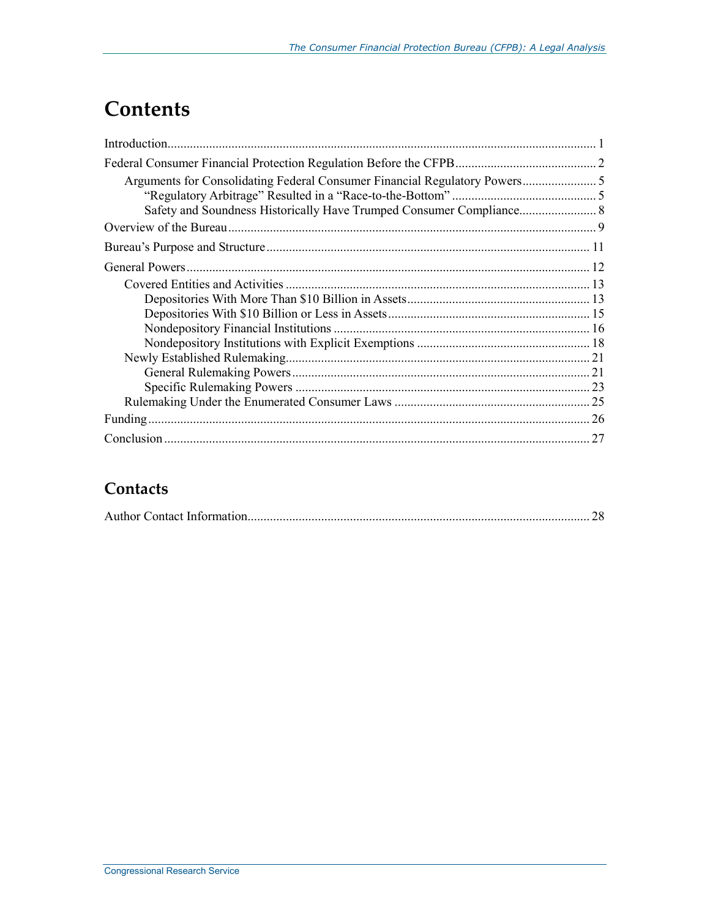# Contents

Introduction..................................................................................................................................... 1

Federal Consumer Financial Protection Regulation Before the CFPB............................................ 2

- Arguments for Consolidating Federal Consumer Financial Regulatory Powers....................... 5
  - "Regulatory Arbitrage" Resulted in a "Race-to-the-Bottom" ............................................. 5
  - Safety and Soundness Historically Have Trumped Consumer Compliance........................ 8

Overview of the Bureau.................................................................................................................. 9

Bureau's Purpose and Structure .................................................................................................... 11

General Powers ............................................................................................................................ 12

- Covered Entities and Activities .............................................................................................. 13
  - Depositories With More Than $10 Billion in Assets......................................................... 13
  - Depositories With $10 Billion or Less in Assets............................................................... 15
  - Nondepository Financial Institutions ................................................................................ 16
  - Nondepository Institutions with Explicit Exemptions ...................................................... 18
- Newly Established Rulemaking.............................................................................................. 21
  - General Rulemaking Powers............................................................................................. 21
  - Specific Rulemaking Powers ............................................................................................ 23
- Rulemaking Under the Enumerated Consumer Laws ............................................................. 25

Funding......................................................................................................................................... 26

Conclusion.................................................................................................................................... 27

## Contacts

Author Contact Information.......................................................................................................... 28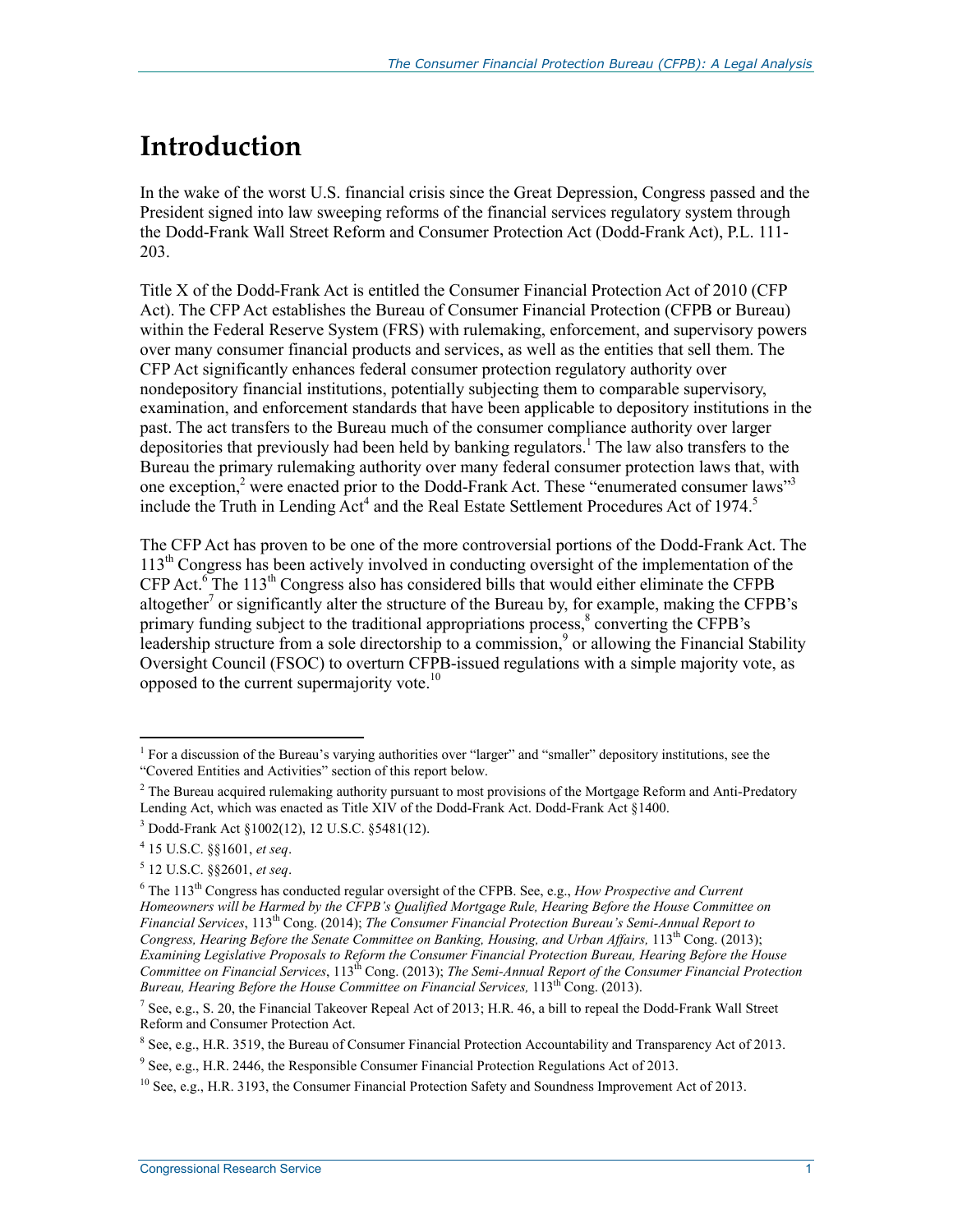# Introduction

In the wake of the worst U.S. financial crisis since the Great Depression, Congress passed and the President signed into law sweeping reforms of the financial services regulatory system through the Dodd-Frank Wall Street Reform and Consumer Protection Act (Dodd-Frank Act), P.L. 111-203.

Title X of the Dodd-Frank Act is entitled the Consumer Financial Protection Act of 2010 (CFP Act). The CFP Act establishes the Bureau of Consumer Financial Protection (CFPB or Bureau) within the Federal Reserve System (FRS) with rulemaking, enforcement, and supervisory powers over many consumer financial products and services, as well as the entities that sell them. The CFP Act significantly enhances federal consumer protection regulatory authority over nondepository financial institutions, potentially subjecting them to comparable supervisory, examination, and enforcement standards that have been applicable to depository institutions in the past. The act transfers to the Bureau much of the consumer compliance authority over larger depositories that previously had been held by banking regulators.[1] The law also transfers to the Bureau the primary rulemaking authority over many federal consumer protection laws that, with one exception,[2] were enacted prior to the Dodd-Frank Act. These "enumerated consumer laws"[3] include the Truth in Lending Act[4] and the Real Estate Settlement Procedures Act of 1974.[5]

The CFP Act has proven to be one of the more controversial portions of the Dodd-Frank Act. The 113th Congress has been actively involved in conducting oversight of the implementation of the CFP Act.[6] The 113th Congress also has considered bills that would either eliminate the CFPB altogether[7] or significantly alter the structure of the Bureau by, for example, making the CFPB's primary funding subject to the traditional appropriations process,[8] converting the CFPB's leadership structure from a sole directorship to a commission,[9] or allowing the Financial Stability Oversight Council (FSOC) to overturn CFPB-issued regulations with a simple majority vote, as opposed to the current supermajority vote.[10]

---

[1] For a discussion of the Bureau's varying authorities over "larger" and "smaller" depository institutions, see the "Covered Entities and Activities" section of this report below.

[2] The Bureau acquired rulemaking authority pursuant to most provisions of the Mortgage Reform and Anti-Predatory Lending Act, which was enacted as Title XIV of the Dodd-Frank Act. Dodd-Frank Act §1400.

[3] Dodd-Frank Act §1002(12), 12 U.S.C. §5481(12).

[4] 15 U.S.C. §§1601, *et seq*.

[5] 12 U.S.C. §§2601, *et seq*.

[6] The 113th Congress has conducted regular oversight of the CFPB. See, e.g., *How Prospective and Current Homeowners will be Harmed by the CFPB's Qualified Mortgage Rule, Hearing Before the House Committee on Financial Services*, 113th Cong. (2014); *The Consumer Financial Protection Bureau's Semi-Annual Report to Congress, Hearing Before the Senate Committee on Banking, Housing, and Urban Affairs,* 113th Cong. (2013); *Examining Legislative Proposals to Reform the Consumer Financial Protection Bureau, Hearing Before the House Committee on Financial Services*, 113th Cong. (2013); *The Semi-Annual Report of the Consumer Financial Protection Bureau, Hearing Before the House Committee on Financial Services,* 113th Cong. (2013).

[7] See, e.g., S. 20, the Financial Takeover Repeal Act of 2013; H.R. 46, a bill to repeal the Dodd-Frank Wall Street Reform and Consumer Protection Act.

[8] See, e.g., H.R. 3519, the Bureau of Consumer Financial Protection Accountability and Transparency Act of 2013.

[9] See, e.g., H.R. 2446, the Responsible Consumer Financial Protection Regulations Act of 2013.

[10] See, e.g., H.R. 3193, the Consumer Financial Protection Safety and Soundness Improvement Act of 2013.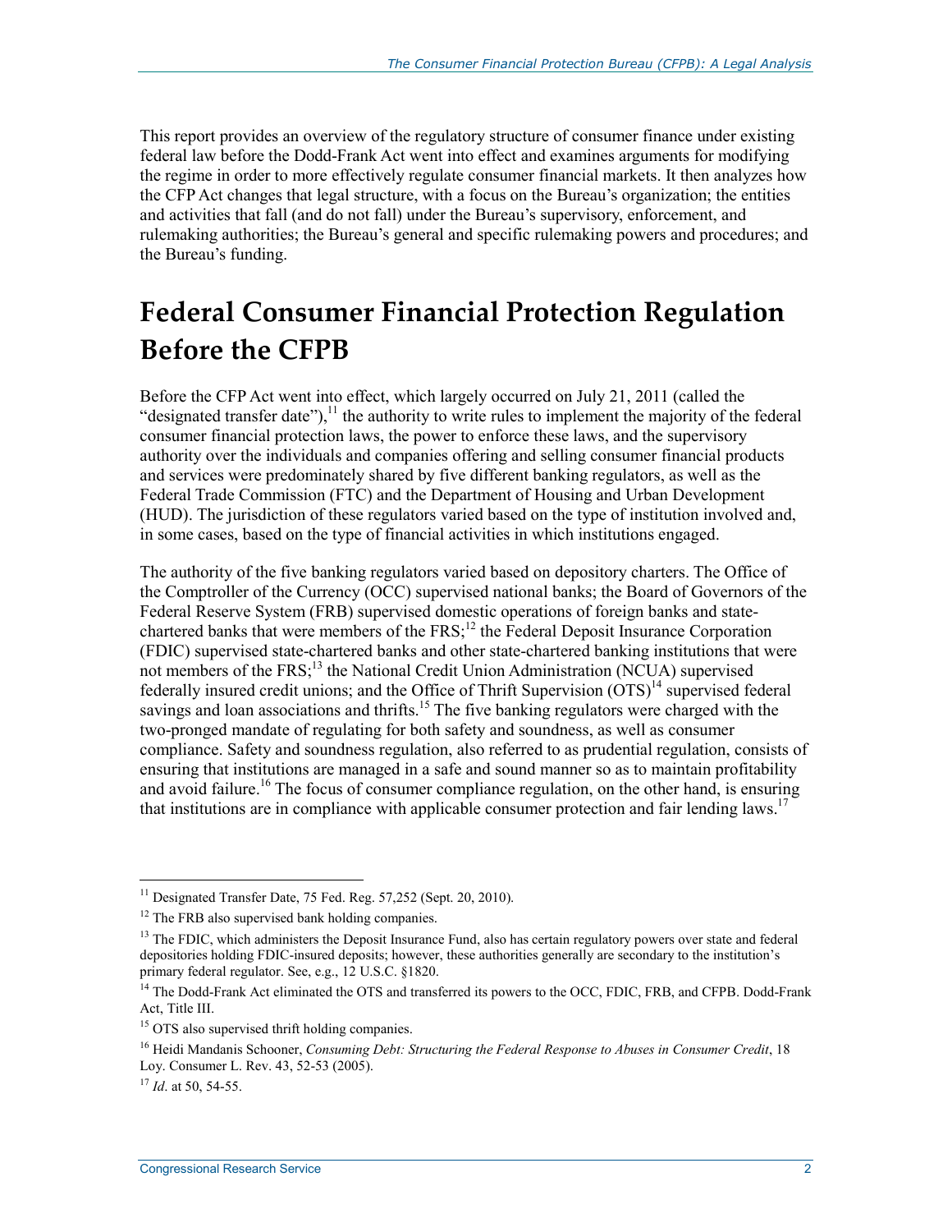This report provides an overview of the regulatory structure of consumer finance under existing federal law before the Dodd-Frank Act went into effect and examines arguments for modifying the regime in order to more effectively regulate consumer financial markets. It then analyzes how the CFP Act changes that legal structure, with a focus on the Bureau's organization; the entities and activities that fall (and do not fall) under the Bureau's supervisory, enforcement, and rulemaking authorities; the Bureau's general and specific rulemaking powers and procedures; and the Bureau's funding.

# Federal Consumer Financial Protection Regulation Before the CFPB

Before the CFP Act went into effect, which largely occurred on July 21, 2011 (called the "designated transfer date"),[11] the authority to write rules to implement the majority of the federal consumer financial protection laws, the power to enforce these laws, and the supervisory authority over the individuals and companies offering and selling consumer financial products and services were predominately shared by five different banking regulators, as well as the Federal Trade Commission (FTC) and the Department of Housing and Urban Development (HUD). The jurisdiction of these regulators varied based on the type of institution involved and, in some cases, based on the type of financial activities in which institutions engaged.

The authority of the five banking regulators varied based on depository charters. The Office of the Comptroller of the Currency (OCC) supervised national banks; the Board of Governors of the Federal Reserve System (FRB) supervised domestic operations of foreign banks and state-chartered banks that were members of the FRS;[12] the Federal Deposit Insurance Corporation (FDIC) supervised state-chartered banks and other state-chartered banking institutions that were not members of the FRS;[13] the National Credit Union Administration (NCUA) supervised federally insured credit unions; and the Office of Thrift Supervision (OTS)[14] supervised federal savings and loan associations and thrifts.[15] The five banking regulators were charged with the two-pronged mandate of regulating for both safety and soundness, as well as consumer compliance. Safety and soundness regulation, also referred to as prudential regulation, consists of ensuring that institutions are managed in a safe and sound manner so as to maintain profitability and avoid failure.[16] The focus of consumer compliance regulation, on the other hand, is ensuring that institutions are in compliance with applicable consumer protection and fair lending laws.[17]

---

[11] Designated Transfer Date, 75 Fed. Reg. 57,252 (Sept. 20, 2010).

[12] The FRB also supervised bank holding companies.

[13] The FDIC, which administers the Deposit Insurance Fund, also has certain regulatory powers over state and federal depositories holding FDIC-insured deposits; however, these authorities generally are secondary to the institution's primary federal regulator. See, e.g., 12 U.S.C. §1820.

[14] The Dodd-Frank Act eliminated the OTS and transferred its powers to the OCC, FDIC, FRB, and CFPB. Dodd-Frank Act, Title III.

[15] OTS also supervised thrift holding companies.

[16] Heidi Mandanis Schooner, *Consuming Debt: Structuring the Federal Response to Abuses in Consumer Credit*, 18 Loy. Consumer L. Rev. 43, 52-53 (2005).

[17] *Id*. at 50, 54-55.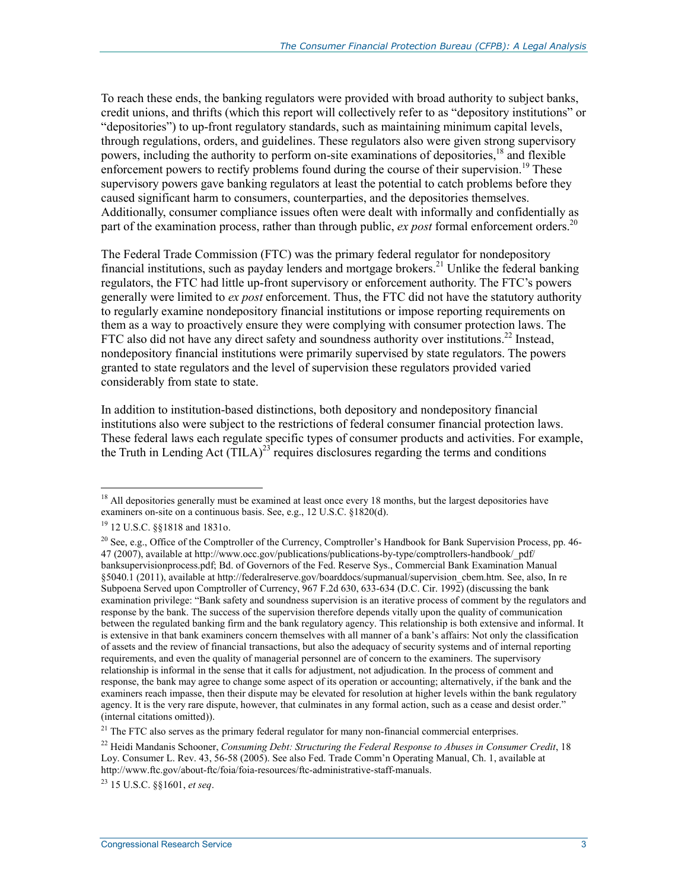To reach these ends, the banking regulators were provided with broad authority to subject banks, credit unions, and thrifts (which this report will collectively refer to as "depository institutions" or "depositories") to up-front regulatory standards, such as maintaining minimum capital levels, through regulations, orders, and guidelines. These regulators also were given strong supervisory powers, including the authority to perform on-site examinations of depositories,[18] and flexible enforcement powers to rectify problems found during the course of their supervision.[19] These supervisory powers gave banking regulators at least the potential to catch problems before they caused significant harm to consumers, counterparties, and the depositories themselves. Additionally, consumer compliance issues often were dealt with informally and confidentially as part of the examination process, rather than through public, *ex post* formal enforcement orders.[20]

The Federal Trade Commission (FTC) was the primary federal regulator for nondepository financial institutions, such as payday lenders and mortgage brokers.[21] Unlike the federal banking regulators, the FTC had little up-front supervisory or enforcement authority. The FTC's powers generally were limited to *ex post* enforcement. Thus, the FTC did not have the statutory authority to regularly examine nondepository financial institutions or impose reporting requirements on them as a way to proactively ensure they were complying with consumer protection laws. The FTC also did not have any direct safety and soundness authority over institutions.[22] Instead, nondepository financial institutions were primarily supervised by state regulators. The powers granted to state regulators and the level of supervision these regulators provided varied considerably from state to state.

In addition to institution-based distinctions, both depository and nondepository financial institutions also were subject to the restrictions of federal consumer financial protection laws. These federal laws each regulate specific types of consumer products and activities. For example, the Truth in Lending Act (TILA)[23] requires disclosures regarding the terms and conditions

---

[18] All depositories generally must be examined at least once every 18 months, but the largest depositories have examiners on-site on a continuous basis. See, e.g., 12 U.S.C. §1820(d).

[19] 12 U.S.C. §§1818 and 1831o.

[20] See, e.g., Office of the Comptroller of the Currency, Comptroller's Handbook for Bank Supervision Process, pp. 46-47 (2007), available at http://www.occ.gov/publications/publications-by-type/comptrollers-handbook/_pdf/banksupervisionprocess.pdf; Bd. of Governors of the Fed. Reserve Sys., Commercial Bank Examination Manual §5040.1 (2011), available at http://federalreserve.gov/boarddocs/supmanual/supervision_cbem.htm. See, also, In re Subpoena Served upon Comptroller of Currency, 967 F.2d 630, 633-634 (D.C. Cir. 1992) (discussing the bank examination privilege: "Bank safety and soundness supervision is an iterative process of comment by the regulators and response by the bank. The success of the supervision therefore depends vitally upon the quality of communication between the regulated banking firm and the bank regulatory agency. This relationship is both extensive and informal. It is extensive in that bank examiners concern themselves with all manner of a bank's affairs: Not only the classification of assets and the review of financial transactions, but also the adequacy of security systems and of internal reporting requirements, and even the quality of managerial personnel are of concern to the examiners. The supervisory relationship is informal in the sense that it calls for adjustment, not adjudication. In the process of comment and response, the bank may agree to change some aspect of its operation or accounting; alternatively, if the bank and the examiners reach impasse, then their dispute may be elevated for resolution at higher levels within the bank regulatory agency. It is the very rare dispute, however, that culminates in any formal action, such as a cease and desist order." (internal citations omitted)).

[21] The FTC also serves as the primary federal regulator for many non-financial commercial enterprises.

[22] Heidi Mandanis Schooner, *Consuming Debt: Structuring the Federal Response to Abuses in Consumer Credit*, 18 Loy. Consumer L. Rev. 43, 56-58 (2005). See also Fed. Trade Comm'n Operating Manual, Ch. 1, available at http://www.ftc.gov/about-ftc/foia/foia-resources/ftc-administrative-staff-manuals.

[23] 15 U.S.C. §§1601, *et seq*.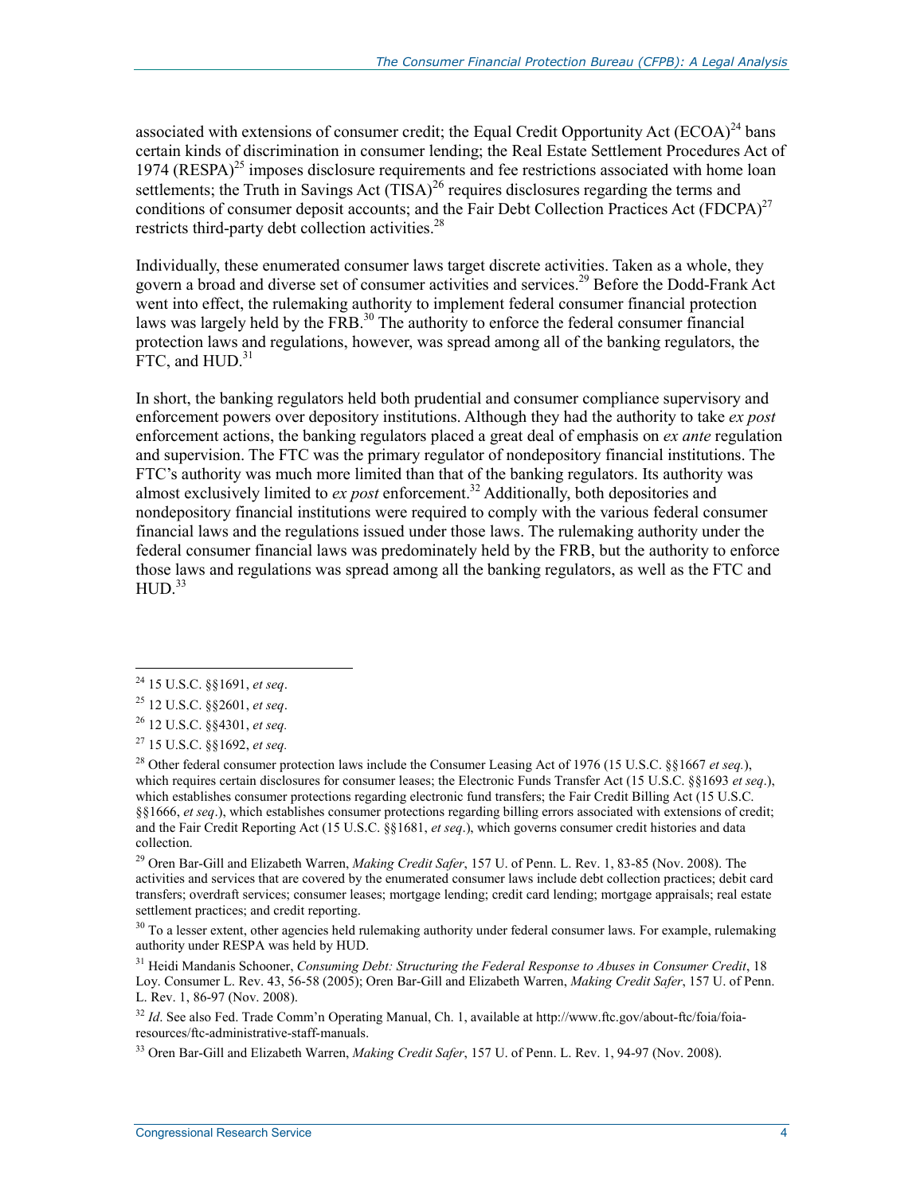associated with extensions of consumer credit; the Equal Credit Opportunity Act (ECOA)[24] bans certain kinds of discrimination in consumer lending; the Real Estate Settlement Procedures Act of 1974 (RESPA)[25] imposes disclosure requirements and fee restrictions associated with home loan settlements; the Truth in Savings Act (TISA)[26] requires disclosures regarding the terms and conditions of consumer deposit accounts; and the Fair Debt Collection Practices Act (FDCPA)[27] restricts third-party debt collection activities.[28]

Individually, these enumerated consumer laws target discrete activities. Taken as a whole, they govern a broad and diverse set of consumer activities and services.[29] Before the Dodd-Frank Act went into effect, the rulemaking authority to implement federal consumer financial protection laws was largely held by the FRB.[30] The authority to enforce the federal consumer financial protection laws and regulations, however, was spread among all of the banking regulators, the FTC, and HUD.[31]

In short, the banking regulators held both prudential and consumer compliance supervisory and enforcement powers over depository institutions. Although they had the authority to take *ex post* enforcement actions, the banking regulators placed a great deal of emphasis on *ex ante* regulation and supervision. The FTC was the primary regulator of nondepository financial institutions. The FTC's authority was much more limited than that of the banking regulators. Its authority was almost exclusively limited to *ex post* enforcement.[32] Additionally, both depositories and nondepository financial institutions were required to comply with the various federal consumer financial laws and the regulations issued under those laws. The rulemaking authority under the federal consumer financial laws was predominately held by the FRB, but the authority to enforce those laws and regulations was spread among all the banking regulators, as well as the FTC and HUD.[33]

---

[24] 15 U.S.C. §§1691, *et seq*.

[25] 12 U.S.C. §§2601, *et seq*.

[26] 12 U.S.C. §§4301, *et seq.*

[27] 15 U.S.C. §§1692, *et seq.*

[28] Other federal consumer protection laws include the Consumer Leasing Act of 1976 (15 U.S.C. §§1667 *et seq.*), which requires certain disclosures for consumer leases; the Electronic Funds Transfer Act (15 U.S.C. §§1693 *et seq*.), which establishes consumer protections regarding electronic fund transfers; the Fair Credit Billing Act (15 U.S.C. §§1666, *et seq*.), which establishes consumer protections regarding billing errors associated with extensions of credit; and the Fair Credit Reporting Act (15 U.S.C. §§1681, *et seq*.), which governs consumer credit histories and data collection.

[29] Oren Bar-Gill and Elizabeth Warren, *Making Credit Safer*, 157 U. of Penn. L. Rev. 1, 83-85 (Nov. 2008). The activities and services that are covered by the enumerated consumer laws include debt collection practices; debit card transfers; overdraft services; consumer leases; mortgage lending; credit card lending; mortgage appraisals; real estate settlement practices; and credit reporting.

[30] To a lesser extent, other agencies held rulemaking authority under federal consumer laws. For example, rulemaking authority under RESPA was held by HUD.

[31] Heidi Mandanis Schooner, *Consuming Debt: Structuring the Federal Response to Abuses in Consumer Credit*, 18 Loy. Consumer L. Rev. 43, 56-58 (2005); Oren Bar-Gill and Elizabeth Warren, *Making Credit Safer*, 157 U. of Penn. L. Rev. 1, 86-97 (Nov. 2008).

[32] *Id*. See also Fed. Trade Comm'n Operating Manual, Ch. 1, available at http://www.ftc.gov/about-ftc/foia/foia-resources/ftc-administrative-staff-manuals.

[33] Oren Bar-Gill and Elizabeth Warren, *Making Credit Safer*, 157 U. of Penn. L. Rev. 1, 94-97 (Nov. 2008).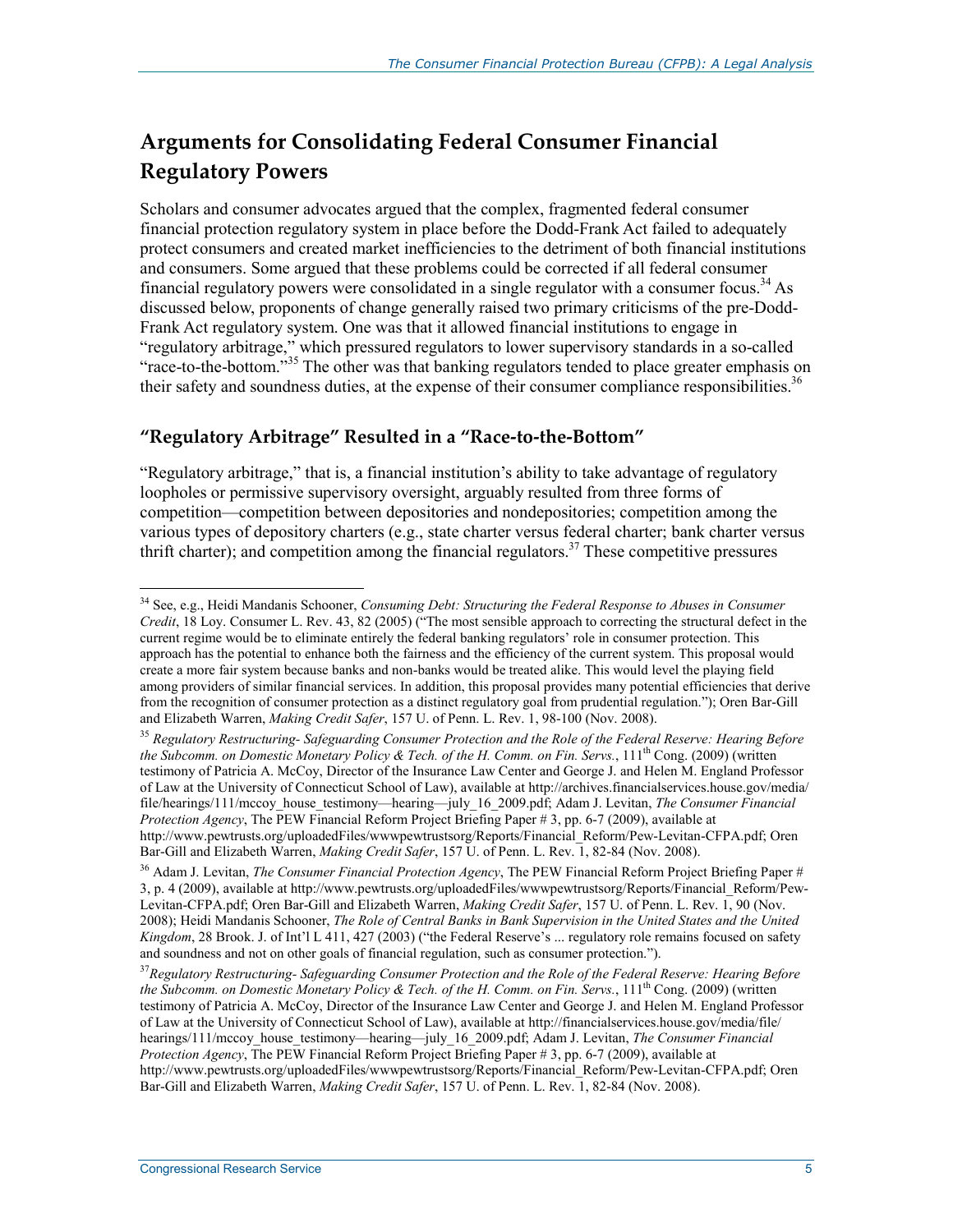## Arguments for Consolidating Federal Consumer Financial Regulatory Powers

Scholars and consumer advocates argued that the complex, fragmented federal consumer financial protection regulatory system in place before the Dodd-Frank Act failed to adequately protect consumers and created market inefficiencies to the detriment of both financial institutions and consumers. Some argued that these problems could be corrected if all federal consumer financial regulatory powers were consolidated in a single regulator with a consumer focus.[34] As discussed below, proponents of change generally raised two primary criticisms of the pre-Dodd-Frank Act regulatory system. One was that it allowed financial institutions to engage in "regulatory arbitrage," which pressured regulators to lower supervisory standards in a so-called "race-to-the-bottom."[35] The other was that banking regulators tended to place greater emphasis on their safety and soundness duties, at the expense of their consumer compliance responsibilities.[36]

### "Regulatory Arbitrage" Resulted in a "Race-to-the-Bottom"

"Regulatory arbitrage," that is, a financial institution's ability to take advantage of regulatory loopholes or permissive supervisory oversight, arguably resulted from three forms of competition—competition between depositories and nondepositories; competition among the various types of depository charters (e.g., state charter versus federal charter; bank charter versus thrift charter); and competition among the financial regulators.[37] These competitive pressures

---

[34] See, e.g., Heidi Mandanis Schooner, *Consuming Debt: Structuring the Federal Response to Abuses in Consumer Credit*, 18 Loy. Consumer L. Rev. 43, 82 (2005) ("The most sensible approach to correcting the structural defect in the current regime would be to eliminate entirely the federal banking regulators' role in consumer protection. This approach has the potential to enhance both the fairness and the efficiency of the current system. This proposal would create a more fair system because banks and non-banks would be treated alike. This would level the playing field among providers of similar financial services. In addition, this proposal provides many potential efficiencies that derive from the recognition of consumer protection as a distinct regulatory goal from prudential regulation."); Oren Bar-Gill and Elizabeth Warren, *Making Credit Safer*, 157 U. of Penn. L. Rev. 1, 98-100 (Nov. 2008).

[35] *Regulatory Restructuring- Safeguarding Consumer Protection and the Role of the Federal Reserve: Hearing Before the Subcomm. on Domestic Monetary Policy & Tech. of the H. Comm. on Fin. Servs.*, 111th Cong. (2009) (written testimony of Patricia A. McCoy, Director of the Insurance Law Center and George J. and Helen M. England Professor of Law at the University of Connecticut School of Law), available at http://archives.financialservices.house.gov/media/file/hearings/111/mccoy_house_testimony—hearing—july_16_2009.pdf; Adam J. Levitan, *The Consumer Financial Protection Agency*, The PEW Financial Reform Project Briefing Paper # 3, pp. 6-7 (2009), available at http://www.pewtrusts.org/uploadedFiles/wwwpewtrustsorg/Reports/Financial_Reform/Pew-Levitan-CFPA.pdf; Oren Bar-Gill and Elizabeth Warren, *Making Credit Safer*, 157 U. of Penn. L. Rev. 1, 82-84 (Nov. 2008).

[36] Adam J. Levitan, *The Consumer Financial Protection Agency*, The PEW Financial Reform Project Briefing Paper # 3, p. 4 (2009), available at http://www.pewtrusts.org/uploadedFiles/wwwpewtrustsorg/Reports/Financial_Reform/Pew-Levitan-CFPA.pdf; Oren Bar-Gill and Elizabeth Warren, *Making Credit Safer*, 157 U. of Penn. L. Rev. 1, 90 (Nov. 2008); Heidi Mandanis Schooner, *The Role of Central Banks in Bank Supervision in the United States and the United Kingdom*, 28 Brook. J. of Int'l L 411, 427 (2003) ("the Federal Reserve's ... regulatory role remains focused on safety and soundness and not on other goals of financial regulation, such as consumer protection.").

[37] *Regulatory Restructuring- Safeguarding Consumer Protection and the Role of the Federal Reserve: Hearing Before the Subcomm. on Domestic Monetary Policy & Tech. of the H. Comm. on Fin. Servs.*, 111th Cong. (2009) (written testimony of Patricia A. McCoy, Director of the Insurance Law Center and George J. and Helen M. England Professor of Law at the University of Connecticut School of Law), available at http://financialservices.house.gov/media/file/hearings/111/mccoy_house_testimony—hearing—july_16_2009.pdf; Adam J. Levitan, *The Consumer Financial Protection Agency*, The PEW Financial Reform Project Briefing Paper # 3, pp. 6-7 (2009), available at http://www.pewtrusts.org/uploadedFiles/wwwpewtrustsorg/Reports/Financial_Reform/Pew-Levitan-CFPA.pdf; Oren Bar-Gill and Elizabeth Warren, *Making Credit Safer*, 157 U. of Penn. L. Rev. 1, 82-84 (Nov. 2008).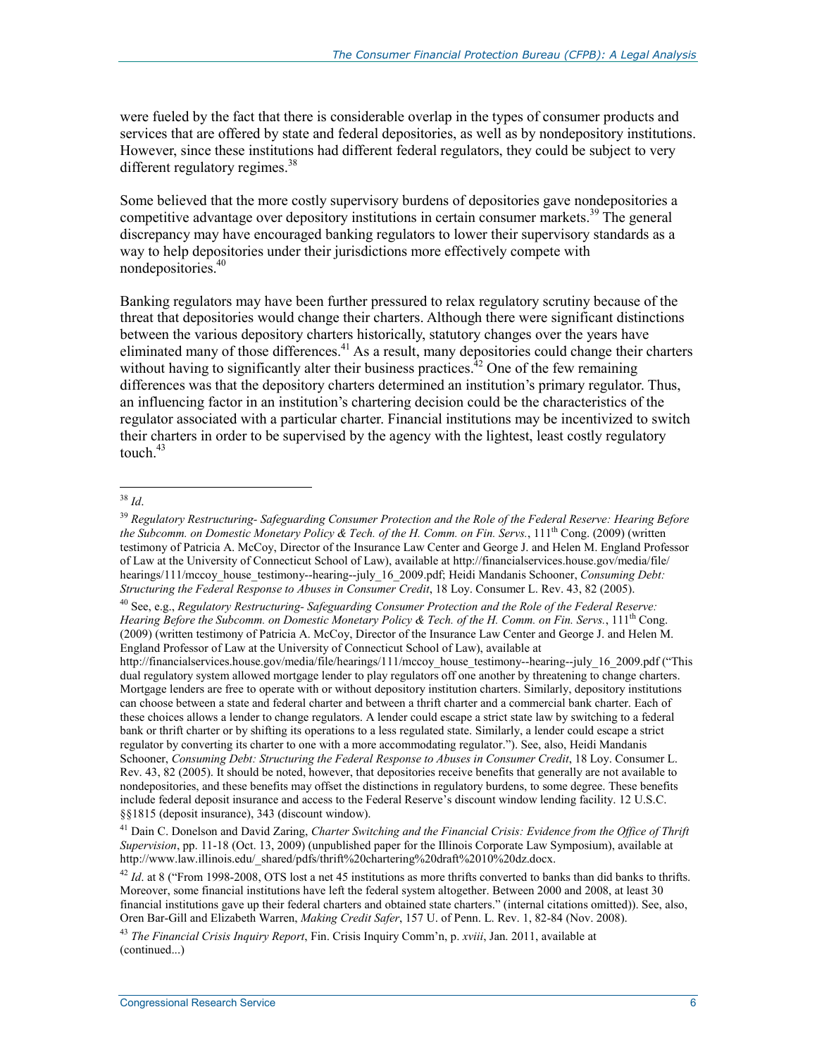were fueled by the fact that there is considerable overlap in the types of consumer products and services that are offered by state and federal depositories, as well as by nondepository institutions. However, since these institutions had different federal regulators, they could be subject to very different regulatory regimes.[38]

Some believed that the more costly supervisory burdens of depositories gave nondepositories a competitive advantage over depository institutions in certain consumer markets.[39] The general discrepancy may have encouraged banking regulators to lower their supervisory standards as a way to help depositories under their jurisdictions more effectively compete with nondepositories.[40]

Banking regulators may have been further pressured to relax regulatory scrutiny because of the threat that depositories would change their charters. Although there were significant distinctions between the various depository charters historically, statutory changes over the years have eliminated many of those differences.[41] As a result, many depositories could change their charters without having to significantly alter their business practices.[42] One of the few remaining differences was that the depository charters determined an institution's primary regulator. Thus, an influencing factor in an institution's chartering decision could be the characteristics of the regulator associated with a particular charter. Financial institutions may be incentivized to switch their charters in order to be supervised by the agency with the lightest, least costly regulatory touch.[43]

---

[38] *Id*.

[39] *Regulatory Restructuring- Safeguarding Consumer Protection and the Role of the Federal Reserve: Hearing Before the Subcomm. on Domestic Monetary Policy & Tech. of the H. Comm. on Fin. Servs.*, 111th Cong. (2009) (written testimony of Patricia A. McCoy, Director of the Insurance Law Center and George J. and Helen M. England Professor of Law at the University of Connecticut School of Law), available at http://financialservices.house.gov/media/file/hearings/111/mccoy_house_testimony--hearing--july_16_2009.pdf; Heidi Mandanis Schooner, *Consuming Debt: Structuring the Federal Response to Abuses in Consumer Credit*, 18 Loy. Consumer L. Rev. 43, 82 (2005).

[40] See, e.g., *Regulatory Restructuring- Safeguarding Consumer Protection and the Role of the Federal Reserve: Hearing Before the Subcomm. on Domestic Monetary Policy & Tech. of the H. Comm. on Fin. Servs.*, 111th Cong. (2009) (written testimony of Patricia A. McCoy, Director of the Insurance Law Center and George J. and Helen M. England Professor of Law at the University of Connecticut School of Law), available at http://financialservices.house.gov/media/file/hearings/111/mccoy_house_testimony--hearing--july_16_2009.pdf ("This dual regulatory system allowed mortgage lender to play regulators off one another by threatening to change charters. Mortgage lenders are free to operate with or without depository institution charters. Similarly, depository institutions can choose between a state and federal charter and between a thrift charter and a commercial bank charter. Each of these choices allows a lender to change regulators. A lender could escape a strict state law by switching to a federal bank or thrift charter or by shifting its operations to a less regulated state. Similarly, a lender could escape a strict regulator by converting its charter to one with a more accommodating regulator."). See, also, Heidi Mandanis Schooner, *Consuming Debt: Structuring the Federal Response to Abuses in Consumer Credit*, 18 Loy. Consumer L. Rev. 43, 82 (2005). It should be noted, however, that depositories receive benefits that generally are not available to nondepositories, and these benefits may offset the distinctions in regulatory burdens, to some degree. These benefits include federal deposit insurance and access to the Federal Reserve's discount window lending facility. 12 U.S.C. §§1815 (deposit insurance), 343 (discount window).

[41] Dain C. Donelson and David Zaring, *Charter Switching and the Financial Crisis: Evidence from the Office of Thrift Supervision*, pp. 11-18 (Oct. 13, 2009) (unpublished paper for the Illinois Corporate Law Symposium), available at http://www.law.illinois.edu/_shared/pdfs/thrift%20chartering%20draft%2010%20dz.docx.

[42] *Id*. at 8 ("From 1998-2008, OTS lost a net 45 institutions as more thrifts converted to banks than did banks to thrifts. Moreover, some financial institutions have left the federal system altogether. Between 2000 and 2008, at least 30 financial institutions gave up their federal charters and obtained state charters." (internal citations omitted)). See, also, Oren Bar-Gill and Elizabeth Warren, *Making Credit Safer*, 157 U. of Penn. L. Rev. 1, 82-84 (Nov. 2008).

[43] *The Financial Crisis Inquiry Report*, Fin. Crisis Inquiry Comm'n, p. *xviii*, Jan. 2011, available at (continued...)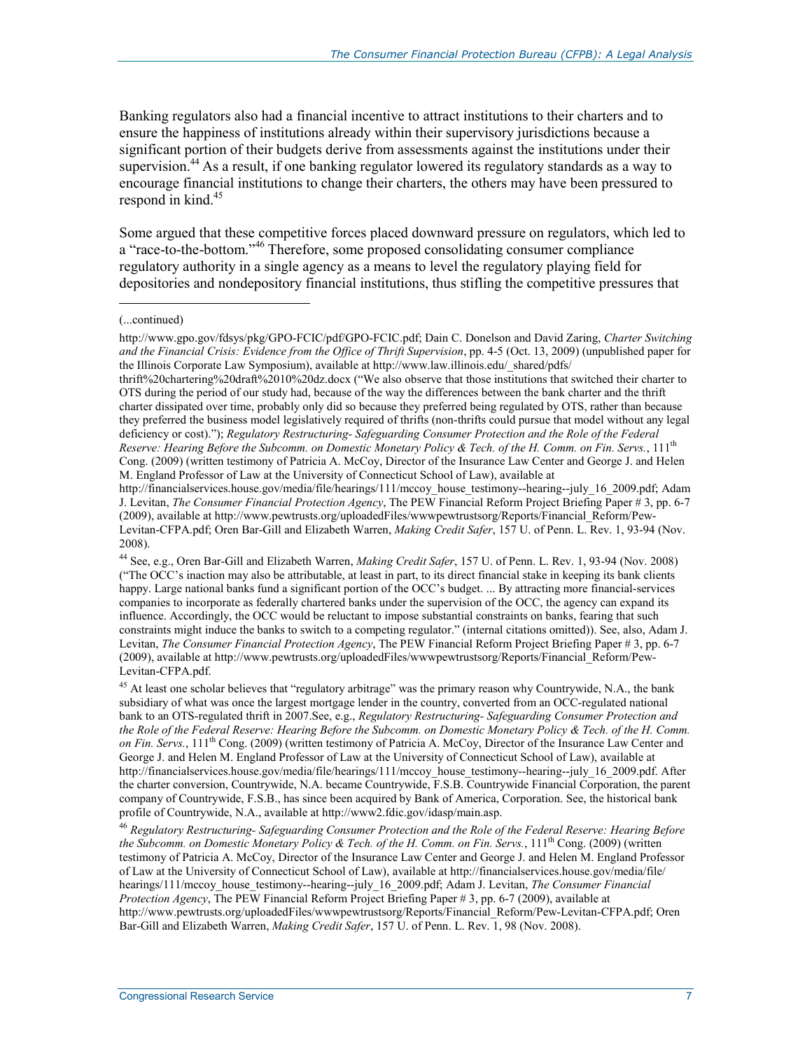Banking regulators also had a financial incentive to attract institutions to their charters and to ensure the happiness of institutions already within their supervisory jurisdictions because a significant portion of their budgets derive from assessments against the institutions under their supervision.[44] As a result, if one banking regulator lowered its regulatory standards as a way to encourage financial institutions to change their charters, the others may have been pressured to respond in kind.[45]

Some argued that these competitive forces placed downward pressure on regulators, which led to a "race-to-the-bottom."[46] Therefore, some proposed consolidating consumer compliance regulatory authority in a single agency as a means to level the regulatory playing field for depositories and nondepository financial institutions, thus stifling the competitive pressures that

---

(...continued)

http://www.gpo.gov/fdsys/pkg/GPO-FCIC/pdf/GPO-FCIC.pdf; Dain C. Donelson and David Zaring, *Charter Switching and the Financial Crisis: Evidence from the Office of Thrift Supervision*, pp. 4-5 (Oct. 13, 2009) (unpublished paper for the Illinois Corporate Law Symposium), available at http://www.law.illinois.edu/_shared/pdfs/thrift%20chartering%20draft%2010%20dz.docx ("We also observe that those institutions that switched their charter to OTS during the period of our study had, because of the way the differences between the bank charter and the thrift charter dissipated over time, probably only did so because they preferred being regulated by OTS, rather than because they preferred the business model legislatively required of thrifts (non-thrifts could pursue that model without any legal deficiency or cost)."); *Regulatory Restructuring- Safeguarding Consumer Protection and the Role of the Federal Reserve: Hearing Before the Subcomm. on Domestic Monetary Policy & Tech. of the H. Comm. on Fin. Servs.*, 111th Cong. (2009) (written testimony of Patricia A. McCoy, Director of the Insurance Law Center and George J. and Helen M. England Professor of Law at the University of Connecticut School of Law), available at http://financialservices.house.gov/media/file/hearings/111/mccoy_house_testimony--hearing--july_16_2009.pdf; Adam J. Levitan, *The Consumer Financial Protection Agency*, The PEW Financial Reform Project Briefing Paper # 3, pp. 6-7 (2009), available at http://www.pewtrusts.org/uploadedFiles/wwwpewtrustsorg/Reports/Financial_Reform/Pew-Levitan-CFPA.pdf; Oren Bar-Gill and Elizabeth Warren, *Making Credit Safer*, 157 U. of Penn. L. Rev. 1, 93-94 (Nov. 2008).

[44] See, e.g., Oren Bar-Gill and Elizabeth Warren, *Making Credit Safer*, 157 U. of Penn. L. Rev. 1, 93-94 (Nov. 2008) ("The OCC's inaction may also be attributable, at least in part, to its direct financial stake in keeping its bank clients happy. Large national banks fund a significant portion of the OCC's budget. ... By attracting more financial-services companies to incorporate as federally chartered banks under the supervision of the OCC, the agency can expand its influence. Accordingly, the OCC would be reluctant to impose substantial constraints on banks, fearing that such constraints might induce the banks to switch to a competing regulator." (internal citations omitted)). See, also, Adam J. Levitan, *The Consumer Financial Protection Agency*, The PEW Financial Reform Project Briefing Paper # 3, pp. 6-7 (2009), available at http://www.pewtrusts.org/uploadedFiles/wwwpewtrustsorg/Reports/Financial_Reform/Pew-Levitan-CFPA.pdf.

[45] At least one scholar believes that "regulatory arbitrage" was the primary reason why Countrywide, N.A., the bank subsidiary of what was once the largest mortgage lender in the country, converted from an OCC-regulated national bank to an OTS-regulated thrift in 2007.See, e.g., *Regulatory Restructuring- Safeguarding Consumer Protection and the Role of the Federal Reserve: Hearing Before the Subcomm. on Domestic Monetary Policy & Tech. of the H. Comm. on Fin. Servs.*, 111th Cong. (2009) (written testimony of Patricia A. McCoy, Director of the Insurance Law Center and George J. and Helen M. England Professor of Law at the University of Connecticut School of Law), available at http://financialservices.house.gov/media/file/hearings/111/mccoy_house_testimony--hearing--july_16_2009.pdf. After the charter conversion, Countrywide, N.A. became Countrywide, F.S.B. Countrywide Financial Corporation, the parent company of Countrywide, F.S.B., has since been acquired by Bank of America, Corporation. See, the historical bank profile of Countrywide, N.A., available at http://www2.fdic.gov/idasp/main.asp.

[46] *Regulatory Restructuring- Safeguarding Consumer Protection and the Role of the Federal Reserve: Hearing Before the Subcomm. on Domestic Monetary Policy & Tech. of the H. Comm. on Fin. Servs.*, 111th Cong. (2009) (written testimony of Patricia A. McCoy, Director of the Insurance Law Center and George J. and Helen M. England Professor of Law at the University of Connecticut School of Law), available at http://financialservices.house.gov/media/file/hearings/111/mccoy_house_testimony--hearing--july_16_2009.pdf; Adam J. Levitan, *The Consumer Financial Protection Agency*, The PEW Financial Reform Project Briefing Paper # 3, pp. 6-7 (2009), available at http://www.pewtrusts.org/uploadedFiles/wwwpewtrustsorg/Reports/Financial_Reform/Pew-Levitan-CFPA.pdf; Oren Bar-Gill and Elizabeth Warren, *Making Credit Safer*, 157 U. of Penn. L. Rev. 1, 98 (Nov. 2008).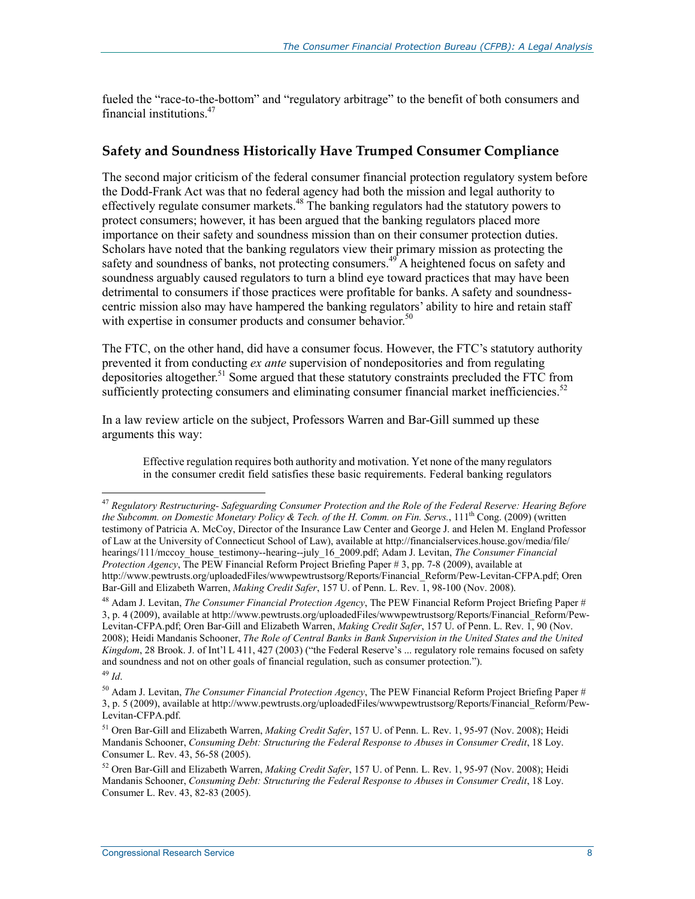fueled the "race-to-the-bottom" and "regulatory arbitrage" to the benefit of both consumers and financial institutions.[47]

## Safety and Soundness Historically Have Trumped Consumer Compliance

The second major criticism of the federal consumer financial protection regulatory system before the Dodd-Frank Act was that no federal agency had both the mission and legal authority to effectively regulate consumer markets.[48] The banking regulators had the statutory powers to protect consumers; however, it has been argued that the banking regulators placed more importance on their safety and soundness mission than on their consumer protection duties. Scholars have noted that the banking regulators view their primary mission as protecting the safety and soundness of banks, not protecting consumers.[49] A heightened focus on safety and soundness arguably caused regulators to turn a blind eye toward practices that may have been detrimental to consumers if those practices were profitable for banks. A safety and soundness-centric mission also may have hampered the banking regulators' ability to hire and retain staff with expertise in consumer products and consumer behavior.[50]

The FTC, on the other hand, did have a consumer focus. However, the FTC's statutory authority prevented it from conducting *ex ante* supervision of nondepositories and from regulating depositories altogether.[51] Some argued that these statutory constraints precluded the FTC from sufficiently protecting consumers and eliminating consumer financial market inefficiencies.[52]

In a law review article on the subject, Professors Warren and Bar-Gill summed up these arguments this way:

> Effective regulation requires both authority and motivation. Yet none of the many regulators in the consumer credit field satisfies these basic requirements. Federal banking regulators

---

[47] *Regulatory Restructuring- Safeguarding Consumer Protection and the Role of the Federal Reserve: Hearing Before the Subcomm. on Domestic Monetary Policy & Tech. of the H. Comm. on Fin. Servs.*, 111th Cong. (2009) (written testimony of Patricia A. McCoy, Director of the Insurance Law Center and George J. and Helen M. England Professor of Law at the University of Connecticut School of Law), available at http://financialservices.house.gov/media/file/hearings/111/mccoy_house_testimony--hearing--july_16_2009.pdf; Adam J. Levitan, *The Consumer Financial Protection Agency*, The PEW Financial Reform Project Briefing Paper # 3, pp. 7-8 (2009), available at http://www.pewtrusts.org/uploadedFiles/wwwpewtrustsorg/Reports/Financial_Reform/Pew-Levitan-CFPA.pdf; Oren Bar-Gill and Elizabeth Warren, *Making Credit Safer*, 157 U. of Penn. L. Rev. 1, 98-100 (Nov. 2008).

[48] Adam J. Levitan, *The Consumer Financial Protection Agency*, The PEW Financial Reform Project Briefing Paper # 3, p. 4 (2009), available at http://www.pewtrusts.org/uploadedFiles/wwwpewtrustsorg/Reports/Financial_Reform/Pew-Levitan-CFPA.pdf; Oren Bar-Gill and Elizabeth Warren, *Making Credit Safer*, 157 U. of Penn. L. Rev. 1, 90 (Nov. 2008); Heidi Mandanis Schooner, *The Role of Central Banks in Bank Supervision in the United States and the United Kingdom*, 28 Brook. J. of Int'l L 411, 427 (2003) ("the Federal Reserve's ... regulatory role remains focused on safety and soundness and not on other goals of financial regulation, such as consumer protection.").

[49] *Id*.

[50] Adam J. Levitan, *The Consumer Financial Protection Agency*, The PEW Financial Reform Project Briefing Paper # 3, p. 5 (2009), available at http://www.pewtrusts.org/uploadedFiles/wwwpewtrustsorg/Reports/Financial_Reform/Pew-Levitan-CFPA.pdf.

[51] Oren Bar-Gill and Elizabeth Warren, *Making Credit Safer*, 157 U. of Penn. L. Rev. 1, 95-97 (Nov. 2008); Heidi Mandanis Schooner, *Consuming Debt: Structuring the Federal Response to Abuses in Consumer Credit*, 18 Loy. Consumer L. Rev. 43, 56-58 (2005).

[52] Oren Bar-Gill and Elizabeth Warren, *Making Credit Safer*, 157 U. of Penn. L. Rev. 1, 95-97 (Nov. 2008); Heidi Mandanis Schooner, *Consuming Debt: Structuring the Federal Response to Abuses in Consumer Credit*, 18 Loy. Consumer L. Rev. 43, 82-83 (2005).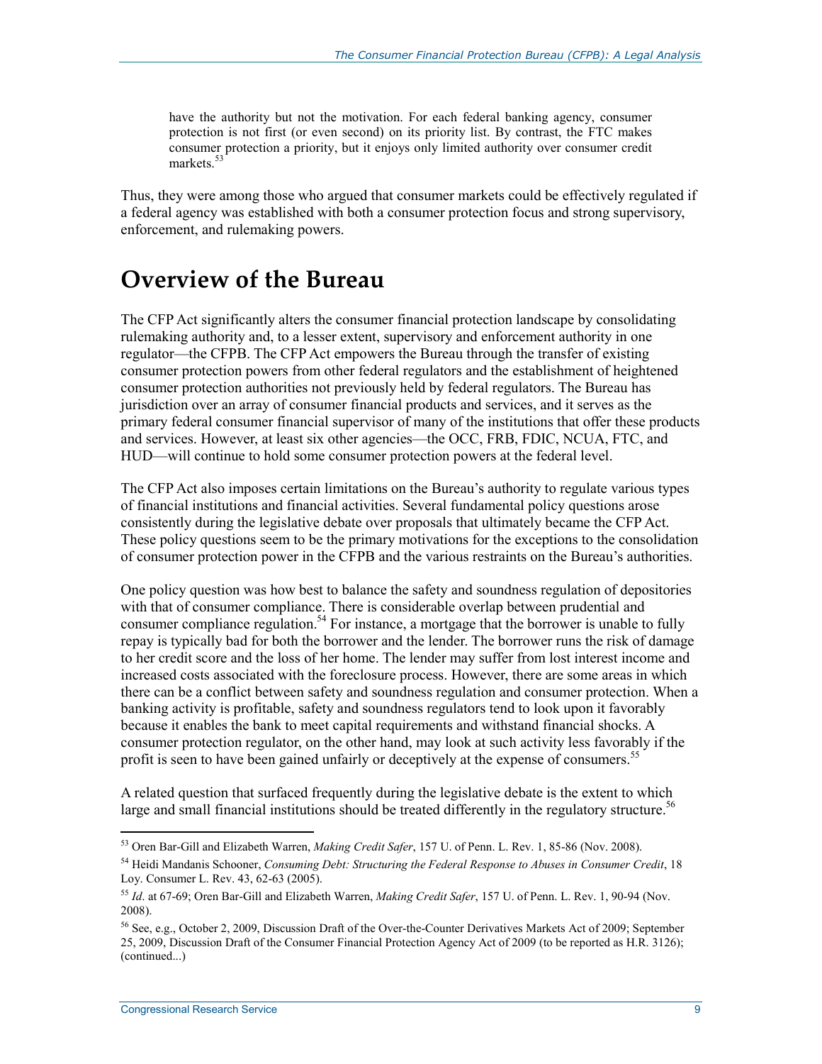> have the authority but not the motivation. For each federal banking agency, consumer protection is not first (or even second) on its priority list. By contrast, the FTC makes consumer protection a priority, but it enjoys only limited authority over consumer credit markets.[53]

Thus, they were among those who argued that consumer markets could be effectively regulated if a federal agency was established with both a consumer protection focus and strong supervisory, enforcement, and rulemaking powers.

# Overview of the Bureau

The CFP Act significantly alters the consumer financial protection landscape by consolidating rulemaking authority and, to a lesser extent, supervisory and enforcement authority in one regulator—the CFPB. The CFP Act empowers the Bureau through the transfer of existing consumer protection powers from other federal regulators and the establishment of heightened consumer protection authorities not previously held by federal regulators. The Bureau has jurisdiction over an array of consumer financial products and services, and it serves as the primary federal consumer financial supervisor of many of the institutions that offer these products and services. However, at least six other agencies—the OCC, FRB, FDIC, NCUA, FTC, and HUD—will continue to hold some consumer protection powers at the federal level.

The CFP Act also imposes certain limitations on the Bureau's authority to regulate various types of financial institutions and financial activities. Several fundamental policy questions arose consistently during the legislative debate over proposals that ultimately became the CFP Act. These policy questions seem to be the primary motivations for the exceptions to the consolidation of consumer protection power in the CFPB and the various restraints on the Bureau's authorities.

One policy question was how best to balance the safety and soundness regulation of depositories with that of consumer compliance. There is considerable overlap between prudential and consumer compliance regulation.[54] For instance, a mortgage that the borrower is unable to fully repay is typically bad for both the borrower and the lender. The borrower runs the risk of damage to her credit score and the loss of her home. The lender may suffer from lost interest income and increased costs associated with the foreclosure process. However, there are some areas in which there can be a conflict between safety and soundness regulation and consumer protection. When a banking activity is profitable, safety and soundness regulators tend to look upon it favorably because it enables the bank to meet capital requirements and withstand financial shocks. A consumer protection regulator, on the other hand, may look at such activity less favorably if the profit is seen to have been gained unfairly or deceptively at the expense of consumers.[55]

A related question that surfaced frequently during the legislative debate is the extent to which large and small financial institutions should be treated differently in the regulatory structure.[56]

---

[53] Oren Bar-Gill and Elizabeth Warren, *Making Credit Safer*, 157 U. of Penn. L. Rev. 1, 85-86 (Nov. 2008).

[54] Heidi Mandanis Schooner, *Consuming Debt: Structuring the Federal Response to Abuses in Consumer Credit*, 18 Loy. Consumer L. Rev. 43, 62-63 (2005).

[55] *Id*. at 67-69; Oren Bar-Gill and Elizabeth Warren, *Making Credit Safer*, 157 U. of Penn. L. Rev. 1, 90-94 (Nov. 2008).

[56] See, e.g., October 2, 2009, Discussion Draft of the Over-the-Counter Derivatives Markets Act of 2009; September 25, 2009, Discussion Draft of the Consumer Financial Protection Agency Act of 2009 (to be reported as H.R. 3126); (continued...)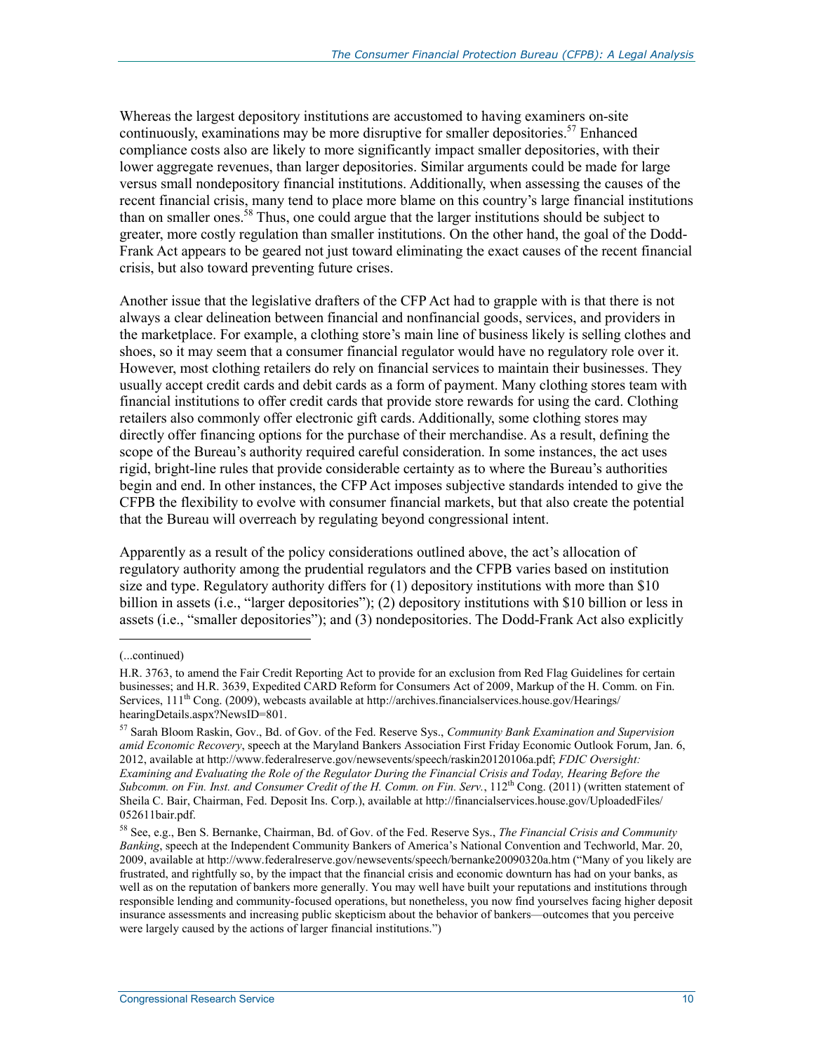Whereas the largest depository institutions are accustomed to having examiners on-site continuously, examinations may be more disruptive for smaller depositories.[57] Enhanced compliance costs also are likely to more significantly impact smaller depositories, with their lower aggregate revenues, than larger depositories. Similar arguments could be made for large versus small nondepository financial institutions. Additionally, when assessing the causes of the recent financial crisis, many tend to place more blame on this country's large financial institutions than on smaller ones.[58] Thus, one could argue that the larger institutions should be subject to greater, more costly regulation than smaller institutions. On the other hand, the goal of the Dodd-Frank Act appears to be geared not just toward eliminating the exact causes of the recent financial crisis, but also toward preventing future crises.

Another issue that the legislative drafters of the CFP Act had to grapple with is that there is not always a clear delineation between financial and nonfinancial goods, services, and providers in the marketplace. For example, a clothing store's main line of business likely is selling clothes and shoes, so it may seem that a consumer financial regulator would have no regulatory role over it. However, most clothing retailers do rely on financial services to maintain their businesses. They usually accept credit cards and debit cards as a form of payment. Many clothing stores team with financial institutions to offer credit cards that provide store rewards for using the card. Clothing retailers also commonly offer electronic gift cards. Additionally, some clothing stores may directly offer financing options for the purchase of their merchandise. As a result, defining the scope of the Bureau's authority required careful consideration. In some instances, the act uses rigid, bright-line rules that provide considerable certainty as to where the Bureau's authorities begin and end. In other instances, the CFP Act imposes subjective standards intended to give the CFPB the flexibility to evolve with consumer financial markets, but that also create the potential that the Bureau will overreach by regulating beyond congressional intent.

Apparently as a result of the policy considerations outlined above, the act's allocation of regulatory authority among the prudential regulators and the CFPB varies based on institution size and type. Regulatory authority differs for (1) depository institutions with more than $10 billion in assets (i.e., "larger depositories"); (2) depository institutions with $10 billion or less in assets (i.e., "smaller depositories"); and (3) nondepositories. The Dodd-Frank Act also explicitly

---

(...continued)

H.R. 3763, to amend the Fair Credit Reporting Act to provide for an exclusion from Red Flag Guidelines for certain businesses; and H.R. 3639, Expedited CARD Reform for Consumers Act of 2009, Markup of the H. Comm. on Fin. Services, 111th Cong. (2009), webcasts available at http://archives.financialservices.house.gov/Hearings/hearingDetails.aspx?NewsID=801.

[57] Sarah Bloom Raskin, Gov., Bd. of Gov. of the Fed. Reserve Sys., *Community Bank Examination and Supervision amid Economic Recovery*, speech at the Maryland Bankers Association First Friday Economic Outlook Forum, Jan. 6, 2012, available at http://www.federalreserve.gov/newsevents/speech/raskin20120106a.pdf; *FDIC Oversight: Examining and Evaluating the Role of the Regulator During the Financial Crisis and Today, Hearing Before the Subcomm. on Fin. Inst. and Consumer Credit of the H. Comm. on Fin. Serv.*, 112th Cong. (2011) (written statement of Sheila C. Bair, Chairman, Fed. Deposit Ins. Corp.), available at http://financialservices.house.gov/UploadedFiles/052611bair.pdf.

[58] See, e.g., Ben S. Bernanke, Chairman, Bd. of Gov. of the Fed. Reserve Sys., *The Financial Crisis and Community Banking*, speech at the Independent Community Bankers of America's National Convention and Techworld, Mar. 20, 2009, available at http://www.federalreserve.gov/newsevents/speech/bernanke20090320a.htm ("Many of you likely are frustrated, and rightfully so, by the impact that the financial crisis and economic downturn has had on your banks, as well as on the reputation of bankers more generally. You may well have built your reputations and institutions through responsible lending and community-focused operations, but nonetheless, you now find yourselves facing higher deposit insurance assessments and increasing public skepticism about the behavior of bankers—outcomes that you perceive were largely caused by the actions of larger financial institutions.")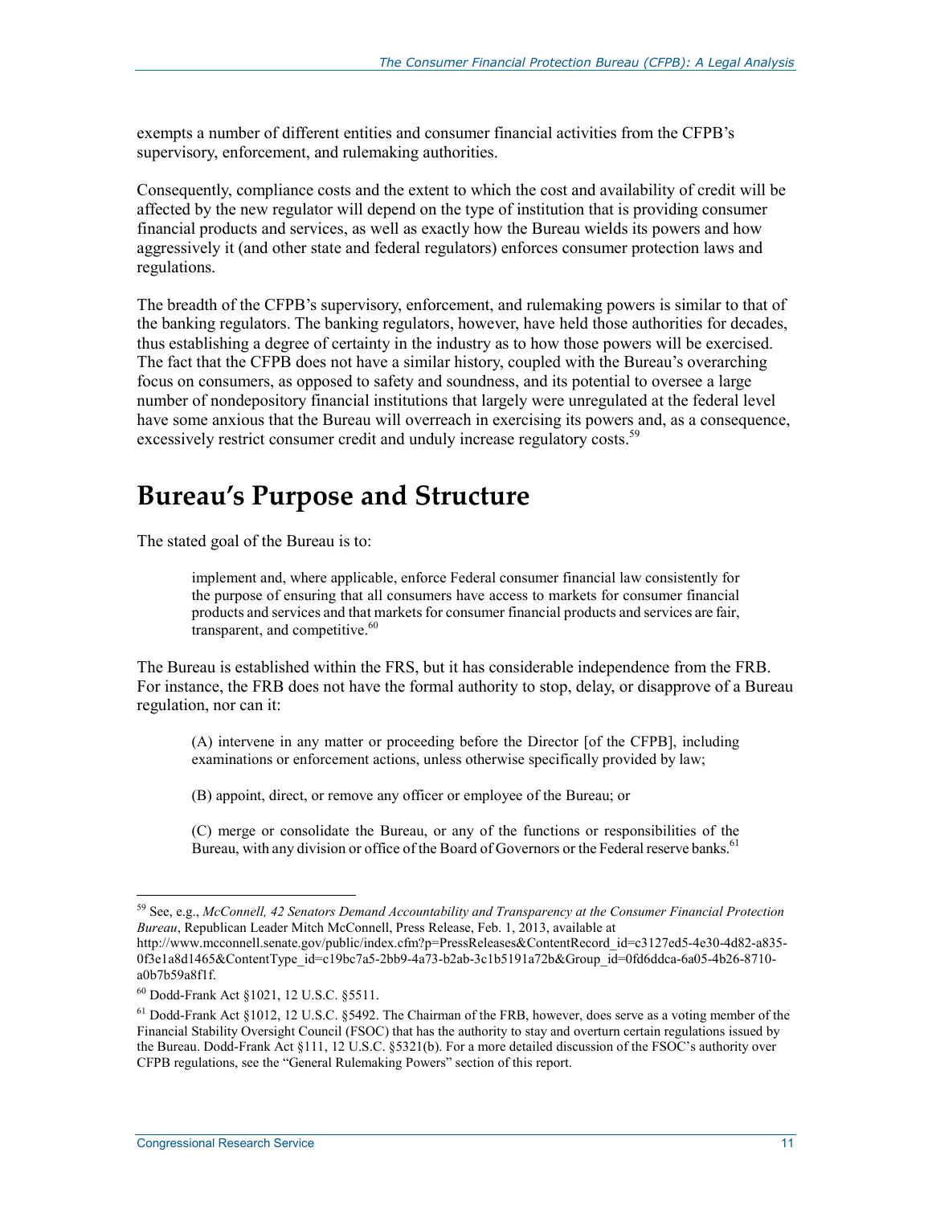exempts a number of different entities and consumer financial activities from the CFPB's supervisory, enforcement, and rulemaking authorities.

Consequently, compliance costs and the extent to which the cost and availability of credit will be affected by the new regulator will depend on the type of institution that is providing consumer financial products and services, as well as exactly how the Bureau wields its powers and how aggressively it (and other state and federal regulators) enforces consumer protection laws and regulations.

The breadth of the CFPB's supervisory, enforcement, and rulemaking powers is similar to that of the banking regulators. The banking regulators, however, have held those authorities for decades, thus establishing a degree of certainty in the industry as to how those powers will be exercised. The fact that the CFPB does not have a similar history, coupled with the Bureau's overarching focus on consumers, as opposed to safety and soundness, and its potential to oversee a large number of nondepository financial institutions that largely were unregulated at the federal level have some anxious that the Bureau will overreach in exercising its powers and, as a consequence, excessively restrict consumer credit and unduly increase regulatory costs.[59]

# Bureau's Purpose and Structure

The stated goal of the Bureau is to:

> implement and, where applicable, enforce Federal consumer financial law consistently for the purpose of ensuring that all consumers have access to markets for consumer financial products and services and that markets for consumer financial products and services are fair, transparent, and competitive.[60]

The Bureau is established within the FRS, but it has considerable independence from the FRB. For instance, the FRB does not have the formal authority to stop, delay, or disapprove of a Bureau regulation, nor can it:

> (A) intervene in any matter or proceeding before the Director [of the CFPB], including examinations or enforcement actions, unless otherwise specifically provided by law;
>
> (B) appoint, direct, or remove any officer or employee of the Bureau; or
>
> (C) merge or consolidate the Bureau, or any of the functions or responsibilities of the Bureau, with any division or office of the Board of Governors or the Federal reserve banks.[61]

---

[59] See, e.g., *McConnell, 42 Senators Demand Accountability and Transparency at the Consumer Financial Protection Bureau*, Republican Leader Mitch McConnell, Press Release, Feb. 1, 2013, available at http://www.mcconnell.senate.gov/public/index.cfm?p=PressReleases&ContentRecord_id=c3127ed5-4e30-4d82-a835-0f3e1a8d1465&ContentType_id=c19bc7a5-2bb9-4a73-b2ab-3c1b5191a72b&Group_id=0fd6ddca-6a05-4b26-8710-a0b7b59a8f1f.

[60] Dodd-Frank Act §1021, 12 U.S.C. §5511.

[61] Dodd-Frank Act §1012, 12 U.S.C. §5492. The Chairman of the FRB, however, does serve as a voting member of the Financial Stability Oversight Council (FSOC) that has the authority to stay and overturn certain regulations issued by the Bureau. Dodd-Frank Act §111, 12 U.S.C. §5321(b). For a more detailed discussion of the FSOC's authority over CFPB regulations, see the "General Rulemaking Powers" section of this report.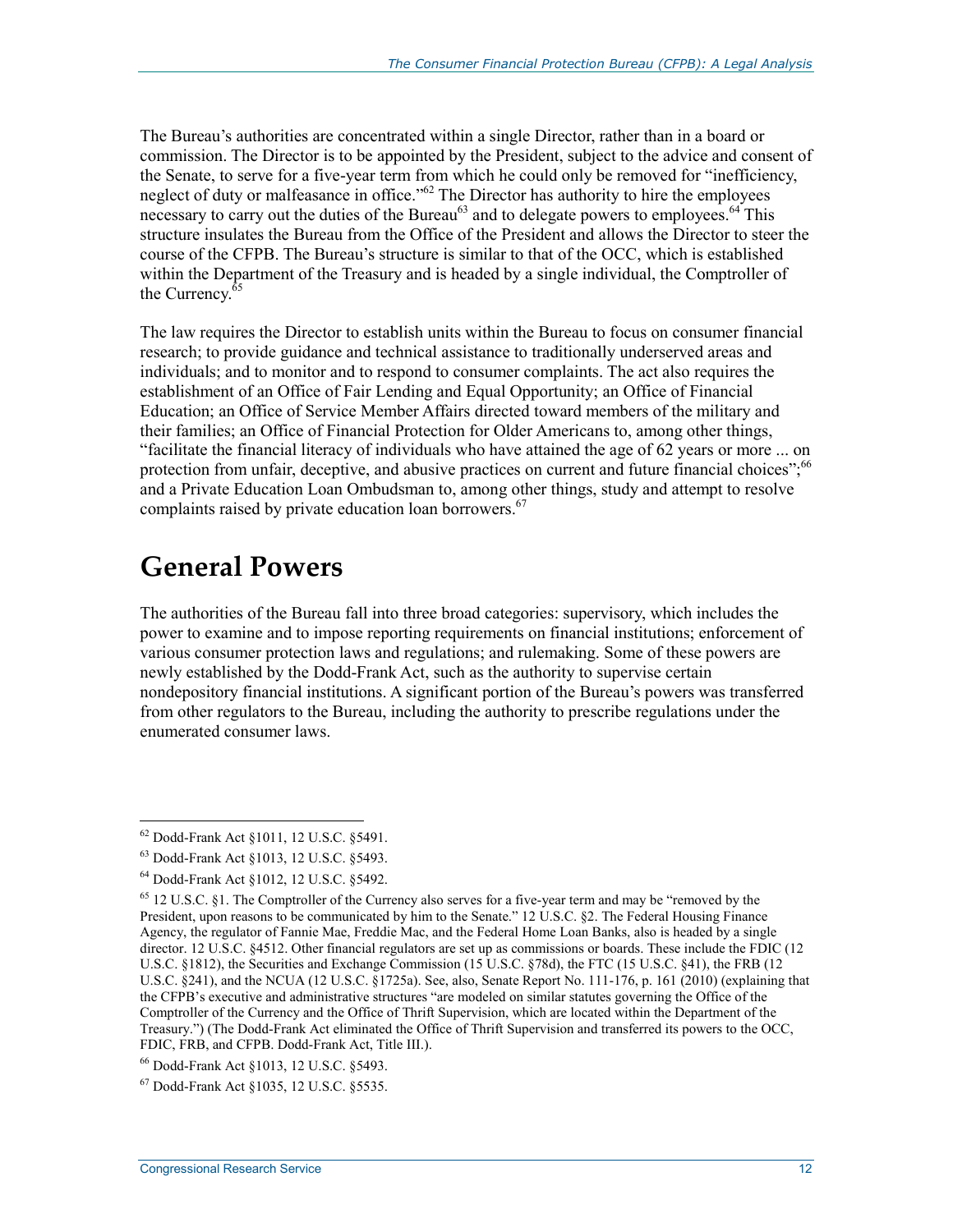The Bureau's authorities are concentrated within a single Director, rather than in a board or commission. The Director is to be appointed by the President, subject to the advice and consent of the Senate, to serve for a five-year term from which he could only be removed for "inefficiency, neglect of duty or malfeasance in office."[62] The Director has authority to hire the employees necessary to carry out the duties of the Bureau[63] and to delegate powers to employees.[64] This structure insulates the Bureau from the Office of the President and allows the Director to steer the course of the CFPB. The Bureau's structure is similar to that of the OCC, which is established within the Department of the Treasury and is headed by a single individual, the Comptroller of the Currency.[65]

The law requires the Director to establish units within the Bureau to focus on consumer financial research; to provide guidance and technical assistance to traditionally underserved areas and individuals; and to monitor and to respond to consumer complaints. The act also requires the establishment of an Office of Fair Lending and Equal Opportunity; an Office of Financial Education; an Office of Service Member Affairs directed toward members of the military and their families; an Office of Financial Protection for Older Americans to, among other things, "facilitate the financial literacy of individuals who have attained the age of 62 years or more ... on protection from unfair, deceptive, and abusive practices on current and future financial choices";[66] and a Private Education Loan Ombudsman to, among other things, study and attempt to resolve complaints raised by private education loan borrowers.[67]

# General Powers

The authorities of the Bureau fall into three broad categories: supervisory, which includes the power to examine and to impose reporting requirements on financial institutions; enforcement of various consumer protection laws and regulations; and rulemaking. Some of these powers are newly established by the Dodd-Frank Act, such as the authority to supervise certain nondepository financial institutions. A significant portion of the Bureau's powers was transferred from other regulators to the Bureau, including the authority to prescribe regulations under the enumerated consumer laws.

---

[62] Dodd-Frank Act §1011, 12 U.S.C. §5491.

[63] Dodd-Frank Act §1013, 12 U.S.C. §5493.

[64] Dodd-Frank Act §1012, 12 U.S.C. §5492.

[65] 12 U.S.C. §1. The Comptroller of the Currency also serves for a five-year term and may be "removed by the President, upon reasons to be communicated by him to the Senate." 12 U.S.C. §2. The Federal Housing Finance Agency, the regulator of Fannie Mae, Freddie Mac, and the Federal Home Loan Banks, also is headed by a single director. 12 U.S.C. §4512. Other financial regulators are set up as commissions or boards. These include the FDIC (12 U.S.C. §1812), the Securities and Exchange Commission (15 U.S.C. §78d), the FTC (15 U.S.C. §41), the FRB (12 U.S.C. §241), and the NCUA (12 U.S.C. §1725a). See, also, Senate Report No. 111-176, p. 161 (2010) (explaining that the CFPB's executive and administrative structures "are modeled on similar statutes governing the Office of the Comptroller of the Currency and the Office of Thrift Supervision, which are located within the Department of the Treasury.") (The Dodd-Frank Act eliminated the Office of Thrift Supervision and transferred its powers to the OCC, FDIC, FRB, and CFPB. Dodd-Frank Act, Title III.).

[66] Dodd-Frank Act §1013, 12 U.S.C. §5493.

[67] Dodd-Frank Act §1035, 12 U.S.C. §5535.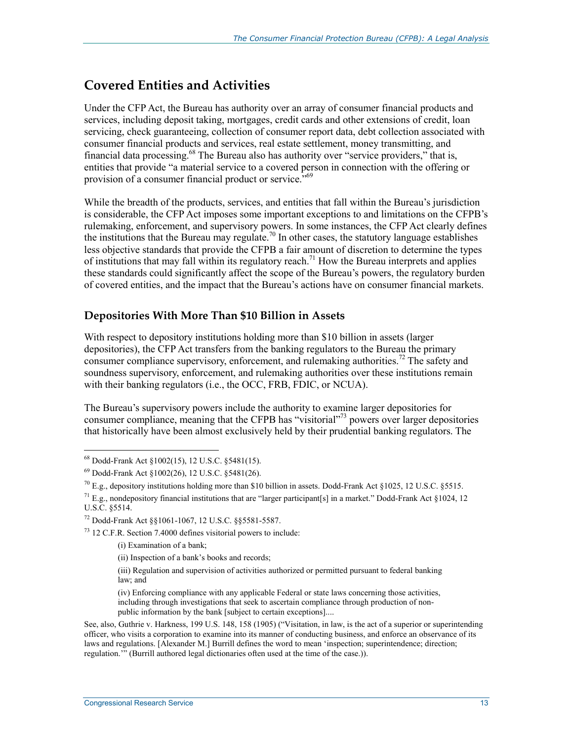## Covered Entities and Activities

Under the CFP Act, the Bureau has authority over an array of consumer financial products and services, including deposit taking, mortgages, credit cards and other extensions of credit, loan servicing, check guaranteeing, collection of consumer report data, debt collection associated with consumer financial products and services, real estate settlement, money transmitting, and financial data processing.[68] The Bureau also has authority over "service providers," that is, entities that provide "a material service to a covered person in connection with the offering or provision of a consumer financial product or service."[69]

While the breadth of the products, services, and entities that fall within the Bureau's jurisdiction is considerable, the CFP Act imposes some important exceptions to and limitations on the CFPB's rulemaking, enforcement, and supervisory powers. In some instances, the CFP Act clearly defines the institutions that the Bureau may regulate.[70] In other cases, the statutory language establishes less objective standards that provide the CFPB a fair amount of discretion to determine the types of institutions that may fall within its regulatory reach.[71] How the Bureau interprets and applies these standards could significantly affect the scope of the Bureau's powers, the regulatory burden of covered entities, and the impact that the Bureau's actions have on consumer financial markets.

### Depositories With More Than $10 Billion in Assets

With respect to depository institutions holding more than $10 billion in assets (larger depositories), the CFP Act transfers from the banking regulators to the Bureau the primary consumer compliance supervisory, enforcement, and rulemaking authorities.[72] The safety and soundness supervisory, enforcement, and rulemaking authorities over these institutions remain with their banking regulators (i.e., the OCC, FRB, FDIC, or NCUA).

The Bureau's supervisory powers include the authority to examine larger depositories for consumer compliance, meaning that the CFPB has "visitorial"[73] powers over larger depositories that historically have been almost exclusively held by their prudential banking regulators. The

---

[68] Dodd-Frank Act §1002(15), 12 U.S.C. §5481(15).

[69] Dodd-Frank Act §1002(26), 12 U.S.C. §5481(26).

[70] E.g., depository institutions holding more than $10 billion in assets. Dodd-Frank Act §1025, 12 U.S.C. §5515.

[71] E.g., nondepository financial institutions that are "larger participant[s] in a market." Dodd-Frank Act §1024, 12 U.S.C. §5514.

[72] Dodd-Frank Act §§1061-1067, 12 U.S.C. §§5581-5587.

[73] 12 C.F.R. Section 7.4000 defines visitorial powers to include:

> (i) Examination of a bank;
>
> (ii) Inspection of a bank's books and records;
>
> (iii) Regulation and supervision of activities authorized or permitted pursuant to federal banking law; and
>
> (iv) Enforcing compliance with any applicable Federal or state laws concerning those activities, including through investigations that seek to ascertain compliance through production of non-public information by the bank [subject to certain exceptions]....

See, also, Guthrie v. Harkness, 199 U.S. 148, 158 (1905) ("Visitation, in law, is the act of a superior or superintending officer, who visits a corporation to examine into its manner of conducting business, and enforce an observance of its laws and regulations. [Alexander M.] Burrill defines the word to mean 'inspection; superintendence; direction; regulation.'" (Burrill authored legal dictionaries often used at the time of the case.)).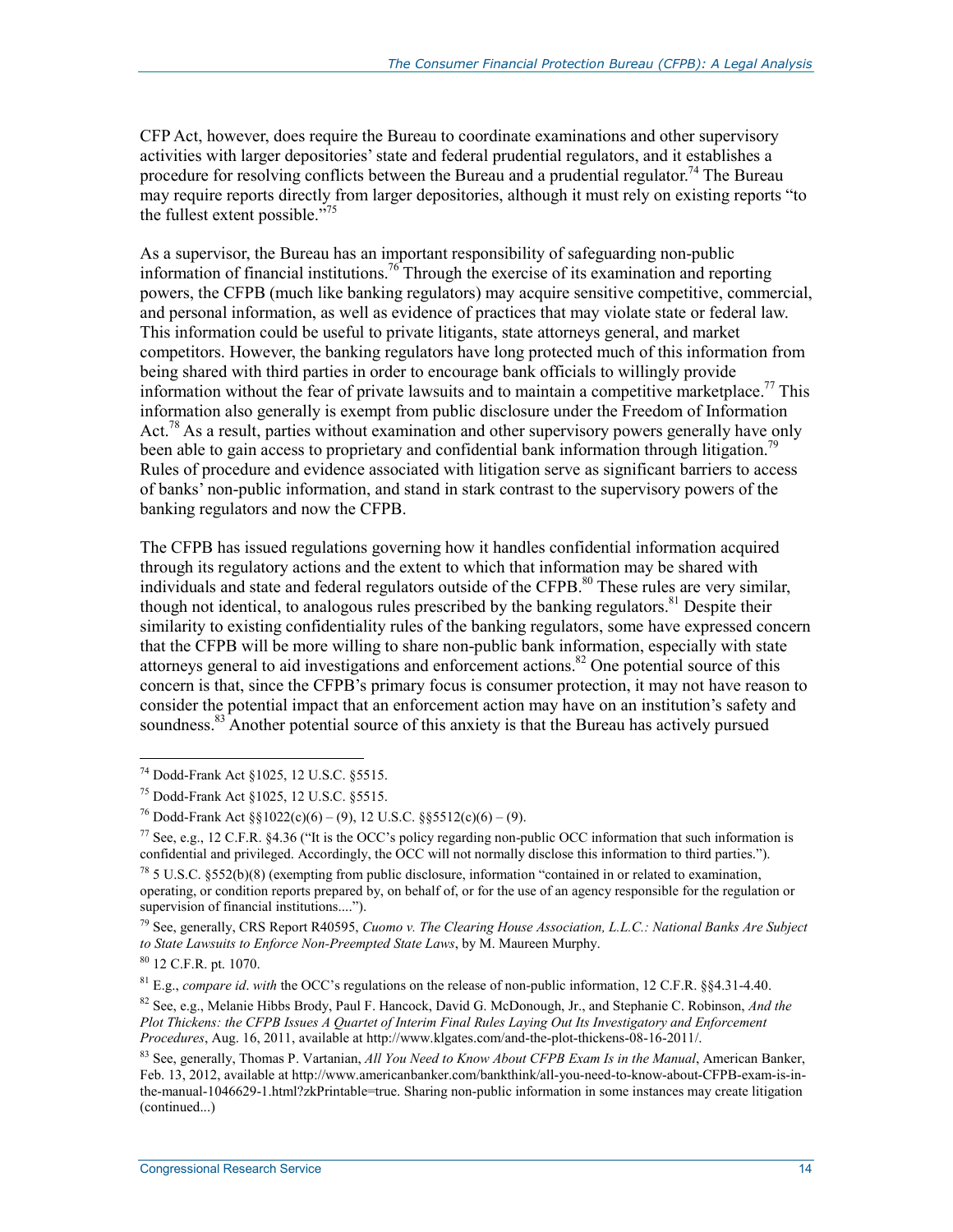CFP Act, however, does require the Bureau to coordinate examinations and other supervisory activities with larger depositories' state and federal prudential regulators, and it establishes a procedure for resolving conflicts between the Bureau and a prudential regulator.[74] The Bureau may require reports directly from larger depositories, although it must rely on existing reports "to the fullest extent possible."[75]

As a supervisor, the Bureau has an important responsibility of safeguarding non-public information of financial institutions.[76] Through the exercise of its examination and reporting powers, the CFPB (much like banking regulators) may acquire sensitive competitive, commercial, and personal information, as well as evidence of practices that may violate state or federal law. This information could be useful to private litigants, state attorneys general, and market competitors. However, the banking regulators have long protected much of this information from being shared with third parties in order to encourage bank officials to willingly provide information without the fear of private lawsuits and to maintain a competitive marketplace.[77] This information also generally is exempt from public disclosure under the Freedom of Information Act.[78] As a result, parties without examination and other supervisory powers generally have only been able to gain access to proprietary and confidential bank information through litigation.[79] Rules of procedure and evidence associated with litigation serve as significant barriers to access of banks' non-public information, and stand in stark contrast to the supervisory powers of the banking regulators and now the CFPB.

The CFPB has issued regulations governing how it handles confidential information acquired through its regulatory actions and the extent to which that information may be shared with individuals and state and federal regulators outside of the CFPB.[80] These rules are very similar, though not identical, to analogous rules prescribed by the banking regulators.[81] Despite their similarity to existing confidentiality rules of the banking regulators, some have expressed concern that the CFPB will be more willing to share non-public bank information, especially with state attorneys general to aid investigations and enforcement actions.[82] One potential source of this concern is that, since the CFPB's primary focus is consumer protection, it may not have reason to consider the potential impact that an enforcement action may have on an institution's safety and soundness.[83] Another potential source of this anxiety is that the Bureau has actively pursued

---

[74] Dodd-Frank Act §1025, 12 U.S.C. §5515.

[75] Dodd-Frank Act §1025, 12 U.S.C. §5515.

[76] Dodd-Frank Act §§1022(c)(6) – (9), 12 U.S.C. §§5512(c)(6) – (9).

[77] See, e.g., 12 C.F.R. §4.36 ("It is the OCC's policy regarding non-public OCC information that such information is confidential and privileged. Accordingly, the OCC will not normally disclose this information to third parties.").

[78] 5 U.S.C. §552(b)(8) (exempting from public disclosure, information "contained in or related to examination, operating, or condition reports prepared by, on behalf of, or for the use of an agency responsible for the regulation or supervision of financial institutions....").

[79] See, generally, CRS Report R40595, *Cuomo v. The Clearing House Association, L.L.C.: National Banks Are Subject to State Lawsuits to Enforce Non-Preempted State Laws*, by M. Maureen Murphy.

[80] 12 C.F.R. pt. 1070.

[81] E.g., *compare id*. *with* the OCC's regulations on the release of non-public information, 12 C.F.R. §§4.31-4.40.

[82] See, e.g., Melanie Hibbs Brody, Paul F. Hancock, David G. McDonough, Jr., and Stephanie C. Robinson, *And the Plot Thickens: the CFPB Issues A Quartet of Interim Final Rules Laying Out Its Investigatory and Enforcement Procedures*, Aug. 16, 2011, available at http://www.klgates.com/and-the-plot-thickens-08-16-2011/.

[83] See, generally, Thomas P. Vartanian, *All You Need to Know About CFPB Exam Is in the Manual*, American Banker, Feb. 13, 2012, available at http://www.americanbanker.com/bankthink/all-you-need-to-know-about-CFPB-exam-is-in-the-manual-1046629-1.html?zkPrintable=true. Sharing non-public information in some instances may create litigation (continued...)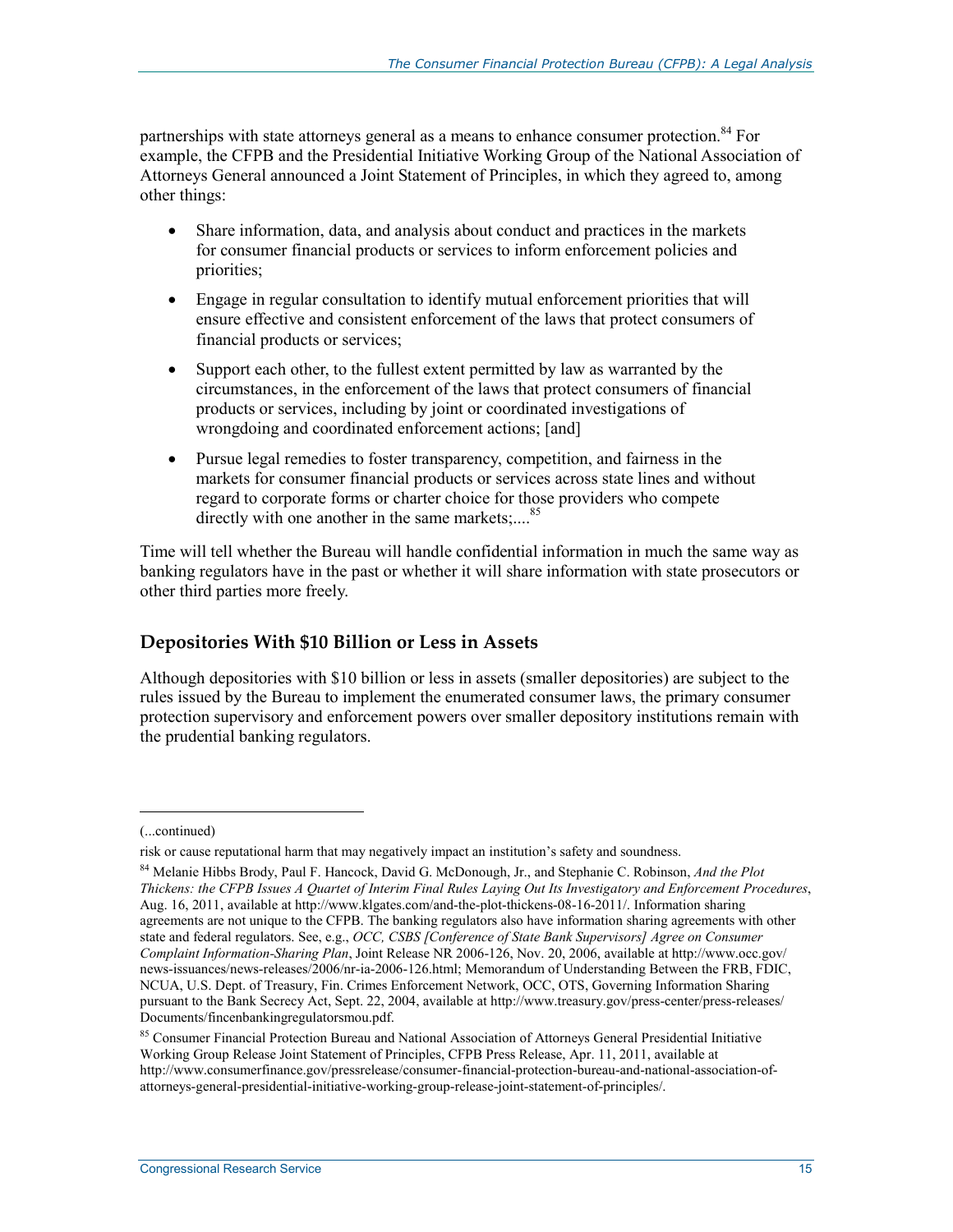partnerships with state attorneys general as a means to enhance consumer protection.[84] For example, the CFPB and the Presidential Initiative Working Group of the National Association of Attorneys General announced a Joint Statement of Principles, in which they agreed to, among other things:

- Share information, data, and analysis about conduct and practices in the markets for consumer financial products or services to inform enforcement policies and priorities;
- Engage in regular consultation to identify mutual enforcement priorities that will ensure effective and consistent enforcement of the laws that protect consumers of financial products or services;
- Support each other, to the fullest extent permitted by law as warranted by the circumstances, in the enforcement of the laws that protect consumers of financial products or services, including by joint or coordinated investigations of wrongdoing and coordinated enforcement actions; [and]
- Pursue legal remedies to foster transparency, competition, and fairness in the markets for consumer financial products or services across state lines and without regard to corporate forms or charter choice for those providers who compete directly with one another in the same markets;....[85]

Time will tell whether the Bureau will handle confidential information in much the same way as banking regulators have in the past or whether it will share information with state prosecutors or other third parties more freely.

## Depositories With $10 Billion or Less in Assets

Although depositories with $10 billion or less in assets (smaller depositories) are subject to the rules issued by the Bureau to implement the enumerated consumer laws, the primary consumer protection supervisory and enforcement powers over smaller depository institutions remain with the prudential banking regulators.

---

(...continued)

risk or cause reputational harm that may negatively impact an institution's safety and soundness.

[84] Melanie Hibbs Brody, Paul F. Hancock, David G. McDonough, Jr., and Stephanie C. Robinson, *And the Plot Thickens: the CFPB Issues A Quartet of Interim Final Rules Laying Out Its Investigatory and Enforcement Procedures*, Aug. 16, 2011, available at http://www.klgates.com/and-the-plot-thickens-08-16-2011/. Information sharing agreements are not unique to the CFPB. The banking regulators also have information sharing agreements with other state and federal regulators. See, e.g., *OCC, CSBS [Conference of State Bank Supervisors] Agree on Consumer Complaint Information-Sharing Plan*, Joint Release NR 2006-126, Nov. 20, 2006, available at http://www.occ.gov/news-issuances/news-releases/2006/nr-ia-2006-126.html; Memorandum of Understanding Between the FRB, FDIC, NCUA, U.S. Dept. of Treasury, Fin. Crimes Enforcement Network, OCC, OTS, Governing Information Sharing pursuant to the Bank Secrecy Act, Sept. 22, 2004, available at http://www.treasury.gov/press-center/press-releases/Documents/fincenbankingregulatorsmou.pdf.

[85] Consumer Financial Protection Bureau and National Association of Attorneys General Presidential Initiative Working Group Release Joint Statement of Principles, CFPB Press Release, Apr. 11, 2011, available at http://www.consumerfinance.gov/pressrelease/consumer-financial-protection-bureau-and-national-association-of-attorneys-general-presidential-initiative-working-group-release-joint-statement-of-principles/.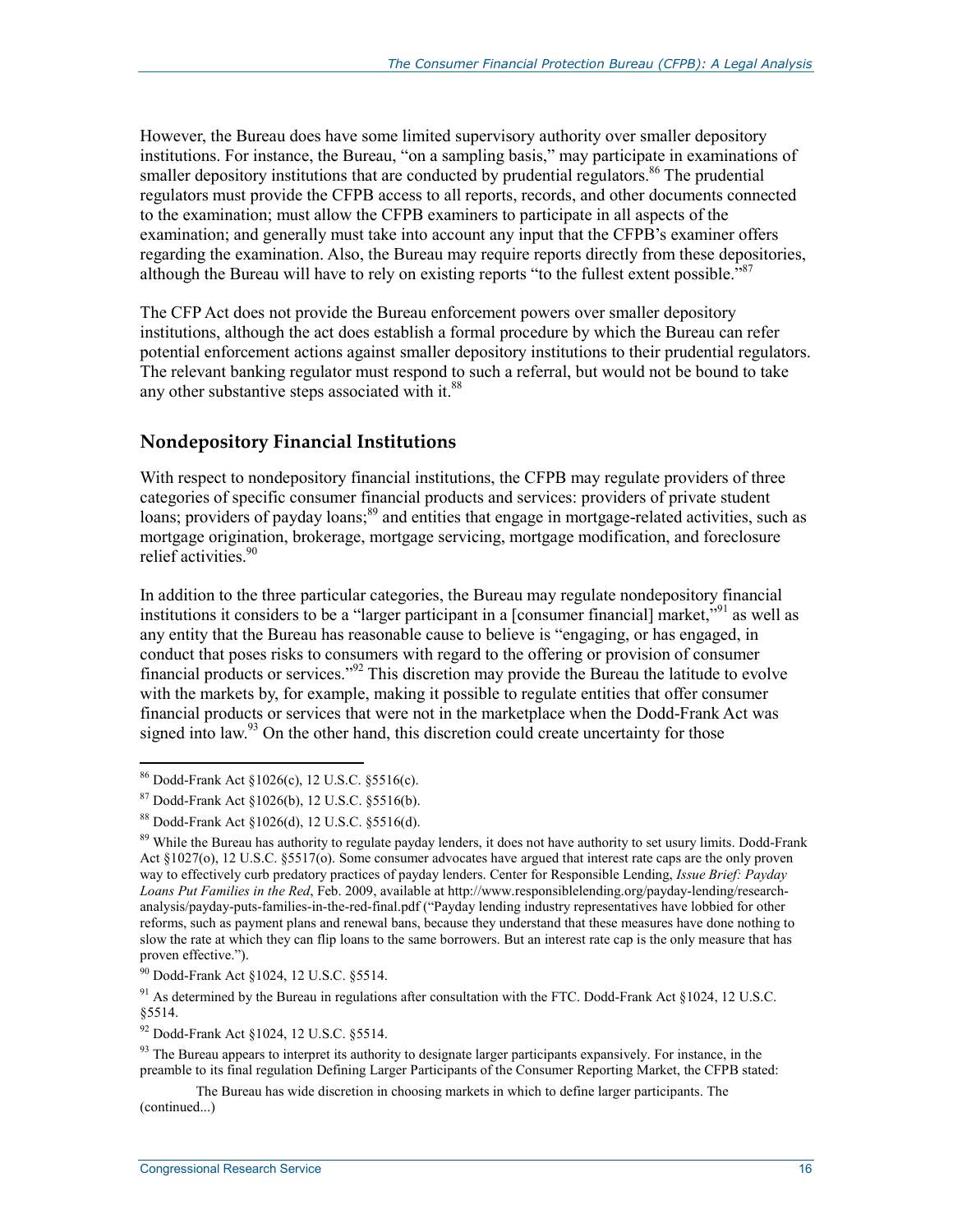However, the Bureau does have some limited supervisory authority over smaller depository institutions. For instance, the Bureau, "on a sampling basis," may participate in examinations of smaller depository institutions that are conducted by prudential regulators.[86] The prudential regulators must provide the CFPB access to all reports, records, and other documents connected to the examination; must allow the CFPB examiners to participate in all aspects of the examination; and generally must take into account any input that the CFPB's examiner offers regarding the examination. Also, the Bureau may require reports directly from these depositories, although the Bureau will have to rely on existing reports "to the fullest extent possible."[87]

The CFP Act does not provide the Bureau enforcement powers over smaller depository institutions, although the act does establish a formal procedure by which the Bureau can refer potential enforcement actions against smaller depository institutions to their prudential regulators. The relevant banking regulator must respond to such a referral, but would not be bound to take any other substantive steps associated with it.[88]

## Nondepository Financial Institutions

With respect to nondepository financial institutions, the CFPB may regulate providers of three categories of specific consumer financial products and services: providers of private student loans; providers of payday loans;[89] and entities that engage in mortgage-related activities, such as mortgage origination, brokerage, mortgage servicing, mortgage modification, and foreclosure relief activities.[90]

In addition to the three particular categories, the Bureau may regulate nondepository financial institutions it considers to be a "larger participant in a [consumer financial] market,"[91] as well as any entity that the Bureau has reasonable cause to believe is "engaging, or has engaged, in conduct that poses risks to consumers with regard to the offering or provision of consumer financial products or services."[92] This discretion may provide the Bureau the latitude to evolve with the markets by, for example, making it possible to regulate entities that offer consumer financial products or services that were not in the marketplace when the Dodd-Frank Act was signed into law.[93] On the other hand, this discretion could create uncertainty for those

---

[86] Dodd-Frank Act §1026(c), 12 U.S.C. §5516(c).

[87] Dodd-Frank Act §1026(b), 12 U.S.C. §5516(b).

[88] Dodd-Frank Act §1026(d), 12 U.S.C. §5516(d).

[89] While the Bureau has authority to regulate payday lenders, it does not have authority to set usury limits. Dodd-Frank Act §1027(o), 12 U.S.C. §5517(o). Some consumer advocates have argued that interest rate caps are the only proven way to effectively curb predatory practices of payday lenders. Center for Responsible Lending, *Issue Brief: Payday Loans Put Families in the Red*, Feb. 2009, available at http://www.responsiblelending.org/payday-lending/research-analysis/payday-puts-families-in-the-red-final.pdf ("Payday lending industry representatives have lobbied for other reforms, such as payment plans and renewal bans, because they understand that these measures have done nothing to slow the rate at which they can flip loans to the same borrowers. But an interest rate cap is the only measure that has proven effective.").

[90] Dodd-Frank Act §1024, 12 U.S.C. §5514.

[91] As determined by the Bureau in regulations after consultation with the FTC. Dodd-Frank Act §1024, 12 U.S.C. §5514.

[92] Dodd-Frank Act §1024, 12 U.S.C. §5514.

[93] The Bureau appears to interpret its authority to designate larger participants expansively. For instance, in the preamble to its final regulation Defining Larger Participants of the Consumer Reporting Market, the CFPB stated:

> The Bureau has wide discretion in choosing markets in which to define larger participants. The

(continued...)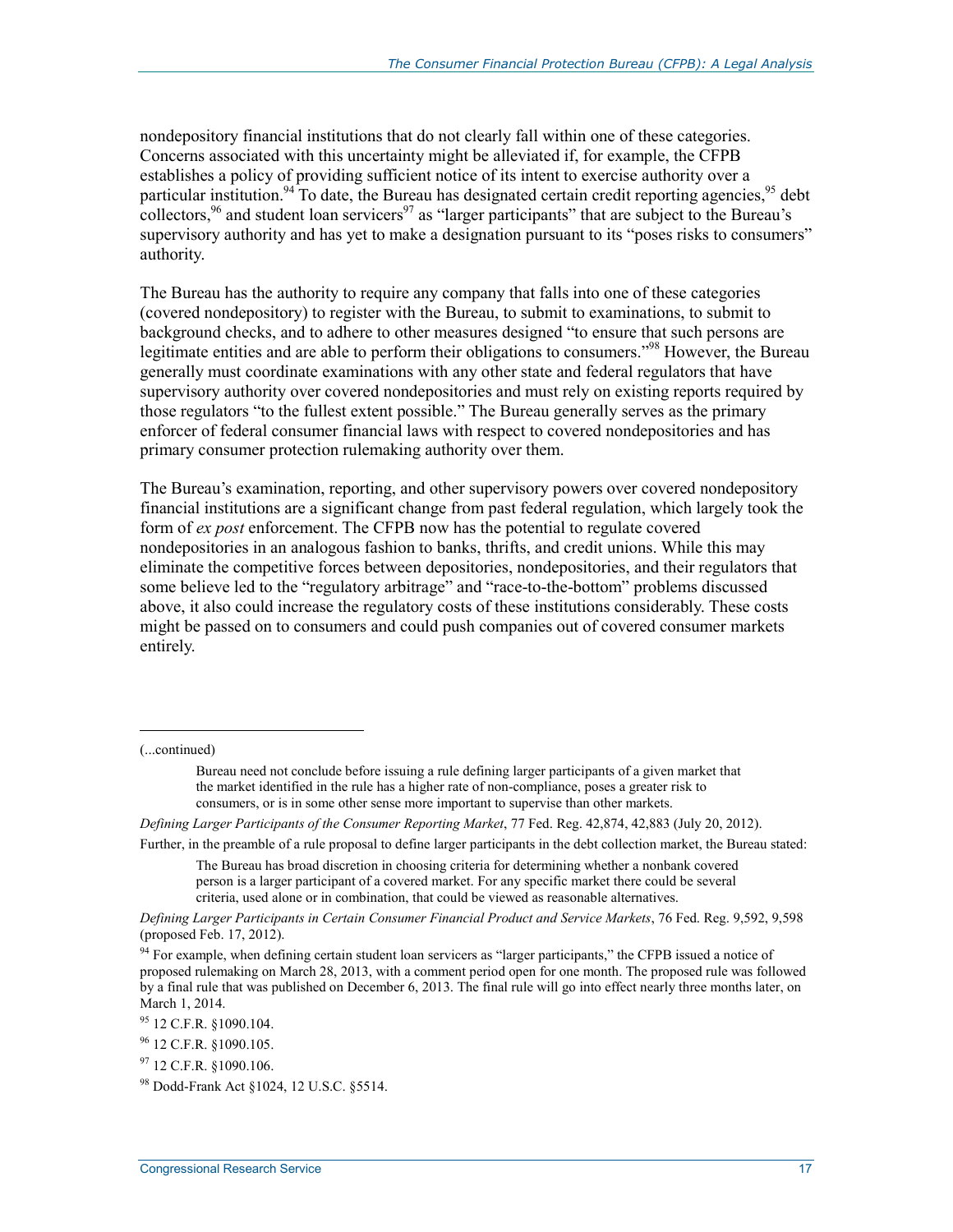nondepository financial institutions that do not clearly fall within one of these categories. Concerns associated with this uncertainty might be alleviated if, for example, the CFPB establishes a policy of providing sufficient notice of its intent to exercise authority over a particular institution.[94] To date, the Bureau has designated certain credit reporting agencies,[95] debt collectors,[96] and student loan servicers[97] as "larger participants" that are subject to the Bureau's supervisory authority and has yet to make a designation pursuant to its "poses risks to consumers" authority.

The Bureau has the authority to require any company that falls into one of these categories (covered nondepository) to register with the Bureau, to submit to examinations, to submit to background checks, and to adhere to other measures designed "to ensure that such persons are legitimate entities and are able to perform their obligations to consumers."[98] However, the Bureau generally must coordinate examinations with any other state and federal regulators that have supervisory authority over covered nondepositories and must rely on existing reports required by those regulators "to the fullest extent possible." The Bureau generally serves as the primary enforcer of federal consumer financial laws with respect to covered nondepositories and has primary consumer protection rulemaking authority over them.

The Bureau's examination, reporting, and other supervisory powers over covered nondepository financial institutions are a significant change from past federal regulation, which largely took the form of *ex post* enforcement. The CFPB now has the potential to regulate covered nondepositories in an analogous fashion to banks, thrifts, and credit unions. While this may eliminate the competitive forces between depositories, nondepositories, and their regulators that some believe led to the "regulatory arbitrage" and "race-to-the-bottom" problems discussed above, it also could increase the regulatory costs of these institutions considerably. These costs might be passed on to consumers and could push companies out of covered consumer markets entirely.

---

(...continued)

> Bureau need not conclude before issuing a rule defining larger participants of a given market that the market identified in the rule has a higher rate of non-compliance, poses a greater risk to consumers, or is in some other sense more important to supervise than other markets.

*Defining Larger Participants of the Consumer Reporting Market*, 77 Fed. Reg. 42,874, 42,883 (July 20, 2012).

Further, in the preamble of a rule proposal to define larger participants in the debt collection market, the Bureau stated:

> The Bureau has broad discretion in choosing criteria for determining whether a nonbank covered person is a larger participant of a covered market. For any specific market there could be several criteria, used alone or in combination, that could be viewed as reasonable alternatives.

*Defining Larger Participants in Certain Consumer Financial Product and Service Markets*, 76 Fed. Reg. 9,592, 9,598 (proposed Feb. 17, 2012).

[94] For example, when defining certain student loan servicers as "larger participants," the CFPB issued a notice of proposed rulemaking on March 28, 2013, with a comment period open for one month. The proposed rule was followed by a final rule that was published on December 6, 2013. The final rule will go into effect nearly three months later, on March 1, 2014.

[95] 12 C.F.R. §1090.104.

[96] 12 C.F.R. §1090.105.

[97] 12 C.F.R. §1090.106.

[98] Dodd-Frank Act §1024, 12 U.S.C. §5514.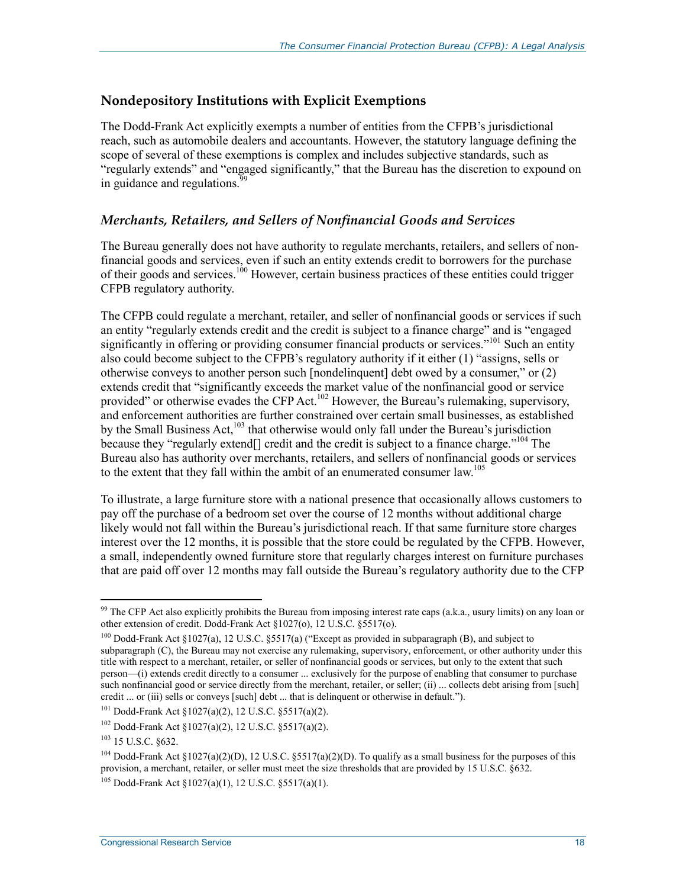## Nondepository Institutions with Explicit Exemptions

The Dodd-Frank Act explicitly exempts a number of entities from the CFPB's jurisdictional reach, such as automobile dealers and accountants. However, the statutory language defining the scope of several of these exemptions is complex and includes subjective standards, such as "regularly extends" and "engaged significantly," that the Bureau has the discretion to expound on in guidance and regulations.[99]

### *Merchants, Retailers, and Sellers of Nonfinancial Goods and Services*

The Bureau generally does not have authority to regulate merchants, retailers, and sellers of non-financial goods and services, even if such an entity extends credit to borrowers for the purchase of their goods and services.[100] However, certain business practices of these entities could trigger CFPB regulatory authority.

The CFPB could regulate a merchant, retailer, and seller of nonfinancial goods or services if such an entity "regularly extends credit and the credit is subject to a finance charge" and is "engaged significantly in offering or providing consumer financial products or services."[101] Such an entity also could become subject to the CFPB's regulatory authority if it either (1) "assigns, sells or otherwise conveys to another person such [nondelinquent] debt owed by a consumer," or (2) extends credit that "significantly exceeds the market value of the nonfinancial good or service provided" or otherwise evades the CFP Act.[102] However, the Bureau's rulemaking, supervisory, and enforcement authorities are further constrained over certain small businesses, as established by the Small Business Act,[103] that otherwise would only fall under the Bureau's jurisdiction because they "regularly extend[] credit and the credit is subject to a finance charge."[104] The Bureau also has authority over merchants, retailers, and sellers of nonfinancial goods or services to the extent that they fall within the ambit of an enumerated consumer law.[105]

To illustrate, a large furniture store with a national presence that occasionally allows customers to pay off the purchase of a bedroom set over the course of 12 months without additional charge likely would not fall within the Bureau's jurisdictional reach. If that same furniture store charges interest over the 12 months, it is possible that the store could be regulated by the CFPB. However, a small, independently owned furniture store that regularly charges interest on furniture purchases that are paid off over 12 months may fall outside the Bureau's regulatory authority due to the CFP

---

[99] The CFP Act also explicitly prohibits the Bureau from imposing interest rate caps (a.k.a., usury limits) on any loan or other extension of credit. Dodd-Frank Act §1027(o), 12 U.S.C. §5517(o).

[100] Dodd-Frank Act §1027(a), 12 U.S.C. §5517(a) ("Except as provided in subparagraph (B), and subject to subparagraph (C), the Bureau may not exercise any rulemaking, supervisory, enforcement, or other authority under this title with respect to a merchant, retailer, or seller of nonfinancial goods or services, but only to the extent that such person—(i) extends credit directly to a consumer ... exclusively for the purpose of enabling that consumer to purchase such nonfinancial good or service directly from the merchant, retailer, or seller; (ii) ... collects debt arising from [such] credit ... or (iii) sells or conveys [such] debt ... that is delinquent or otherwise in default.").

[101] Dodd-Frank Act §1027(a)(2), 12 U.S.C. §5517(a)(2).

[102] Dodd-Frank Act §1027(a)(2), 12 U.S.C. §5517(a)(2).

[103] 15 U.S.C. §632.

[104] Dodd-Frank Act §1027(a)(2)(D), 12 U.S.C. §5517(a)(2)(D). To qualify as a small business for the purposes of this provision, a merchant, retailer, or seller must meet the size thresholds that are provided by 15 U.S.C. §632.

[105] Dodd-Frank Act §1027(a)(1), 12 U.S.C. §5517(a)(1).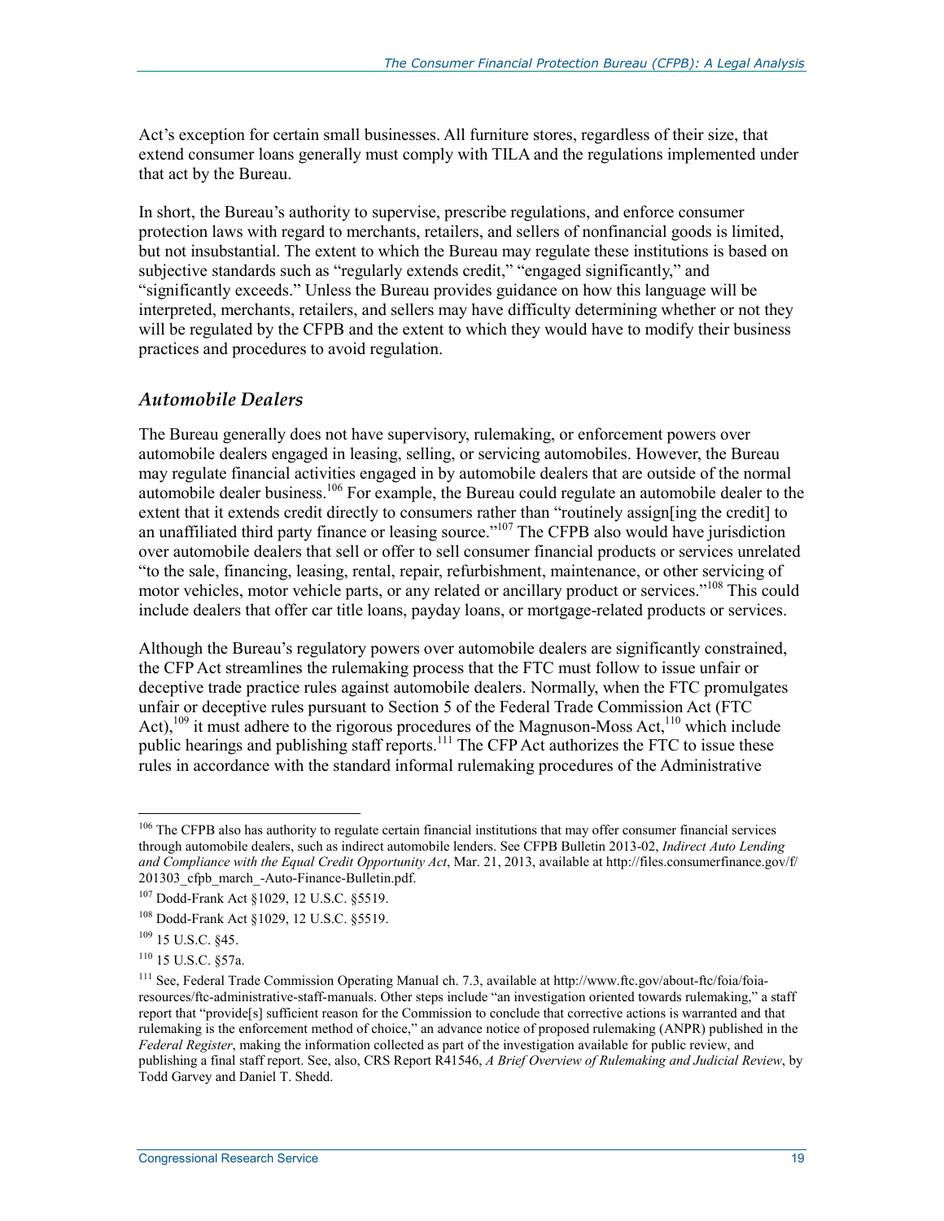Act's exception for certain small businesses. All furniture stores, regardless of their size, that extend consumer loans generally must comply with TILA and the regulations implemented under that act by the Bureau.

In short, the Bureau's authority to supervise, prescribe regulations, and enforce consumer protection laws with regard to merchants, retailers, and sellers of nonfinancial goods is limited, but not insubstantial. The extent to which the Bureau may regulate these institutions is based on subjective standards such as "regularly extends credit," "engaged significantly," and "significantly exceeds." Unless the Bureau provides guidance on how this language will be interpreted, merchants, retailers, and sellers may have difficulty determining whether or not they will be regulated by the CFPB and the extent to which they would have to modify their business practices and procedures to avoid regulation.

### *Automobile Dealers*

The Bureau generally does not have supervisory, rulemaking, or enforcement powers over automobile dealers engaged in leasing, selling, or servicing automobiles. However, the Bureau may regulate financial activities engaged in by automobile dealers that are outside of the normal automobile dealer business.[106] For example, the Bureau could regulate an automobile dealer to the extent that it extends credit directly to consumers rather than "routinely assign[ing the credit] to an unaffiliated third party finance or leasing source."[107] The CFPB also would have jurisdiction over automobile dealers that sell or offer to sell consumer financial products or services unrelated "to the sale, financing, leasing, rental, repair, refurbishment, maintenance, or other servicing of motor vehicles, motor vehicle parts, or any related or ancillary product or services."[108] This could include dealers that offer car title loans, payday loans, or mortgage-related products or services.

Although the Bureau's regulatory powers over automobile dealers are significantly constrained, the CFP Act streamlines the rulemaking process that the FTC must follow to issue unfair or deceptive trade practice rules against automobile dealers. Normally, when the FTC promulgates unfair or deceptive rules pursuant to Section 5 of the Federal Trade Commission Act (FTC Act),[109] it must adhere to the rigorous procedures of the Magnuson-Moss Act,[110] which include public hearings and publishing staff reports.[111] The CFP Act authorizes the FTC to issue these rules in accordance with the standard informal rulemaking procedures of the Administrative

---

[106] The CFPB also has authority to regulate certain financial institutions that may offer consumer financial services through automobile dealers, such as indirect automobile lenders. See CFPB Bulletin 2013-02, *Indirect Auto Lending and Compliance with the Equal Credit Opportunity Act*, Mar. 21, 2013, available at http://files.consumerfinance.gov/f/201303_cfpb_march_-Auto-Finance-Bulletin.pdf.

[107] Dodd-Frank Act §1029, 12 U.S.C. §5519.

[108] Dodd-Frank Act §1029, 12 U.S.C. §5519.

[109] 15 U.S.C. §45.

[110] 15 U.S.C. §57a.

[111] See, Federal Trade Commission Operating Manual ch. 7.3, available at http://www.ftc.gov/about-ftc/foia/foia-resources/ftc-administrative-staff-manuals. Other steps include "an investigation oriented towards rulemaking," a staff report that "provide[s] sufficient reason for the Commission to conclude that corrective actions is warranted and that rulemaking is the enforcement method of choice," an advance notice of proposed rulemaking (ANPR) published in the *Federal Register*, making the information collected as part of the investigation available for public review, and publishing a final staff report. See, also, CRS Report R41546, *A Brief Overview of Rulemaking and Judicial Review*, by Todd Garvey and Daniel T. Shedd.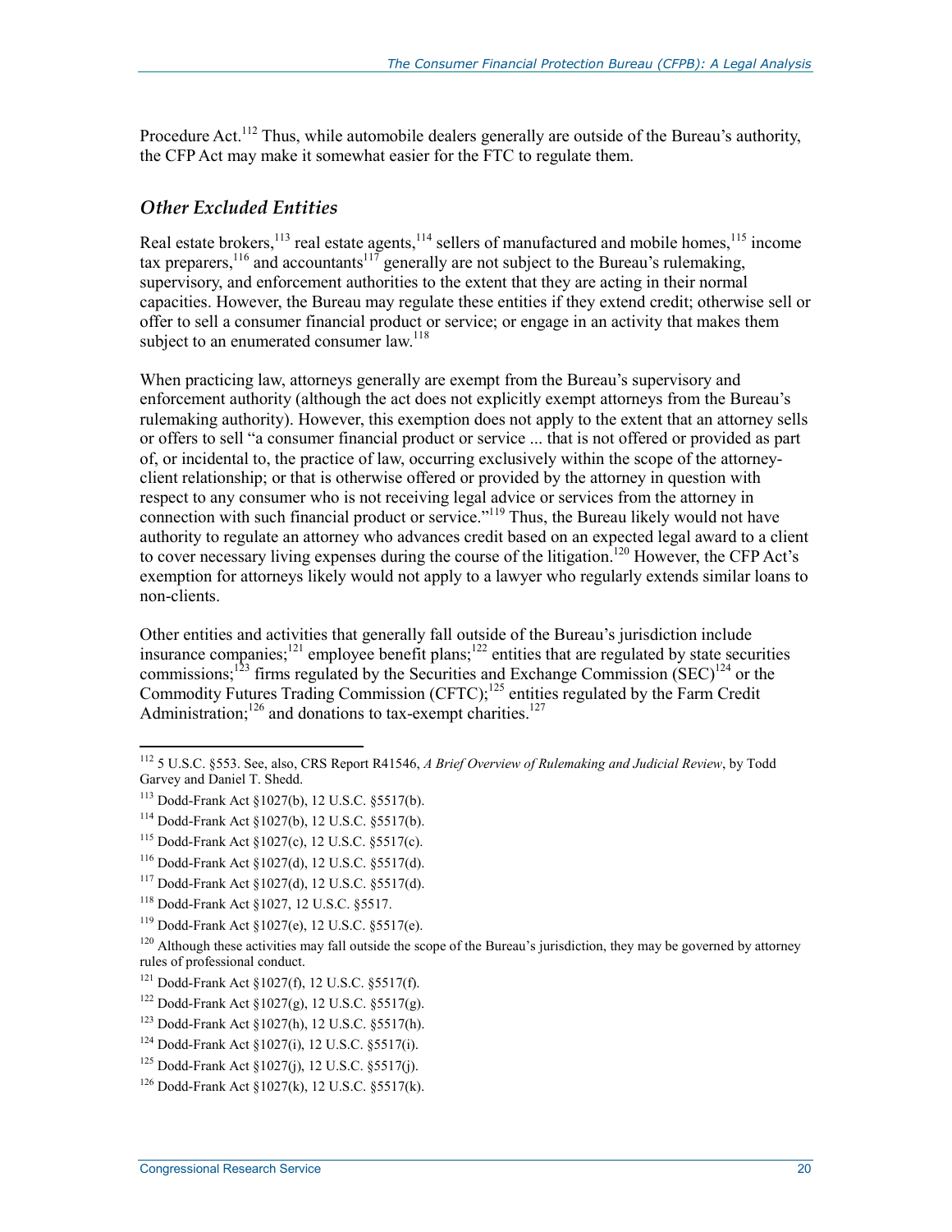Procedure Act.[112] Thus, while automobile dealers generally are outside of the Bureau's authority, the CFP Act may make it somewhat easier for the FTC to regulate them.

### *Other Excluded Entities*

Real estate brokers,[113] real estate agents,[114] sellers of manufactured and mobile homes,[115] income tax preparers,[116] and accountants[117] generally are not subject to the Bureau's rulemaking, supervisory, and enforcement authorities to the extent that they are acting in their normal capacities. However, the Bureau may regulate these entities if they extend credit; otherwise sell or offer to sell a consumer financial product or service; or engage in an activity that makes them subject to an enumerated consumer law.[118]

When practicing law, attorneys generally are exempt from the Bureau's supervisory and enforcement authority (although the act does not explicitly exempt attorneys from the Bureau's rulemaking authority). However, this exemption does not apply to the extent that an attorney sells or offers to sell "a consumer financial product or service ... that is not offered or provided as part of, or incidental to, the practice of law, occurring exclusively within the scope of the attorney-client relationship; or that is otherwise offered or provided by the attorney in question with respect to any consumer who is not receiving legal advice or services from the attorney in connection with such financial product or service."[119] Thus, the Bureau likely would not have authority to regulate an attorney who advances credit based on an expected legal award to a client to cover necessary living expenses during the course of the litigation.[120] However, the CFP Act's exemption for attorneys likely would not apply to a lawyer who regularly extends similar loans to non-clients.

Other entities and activities that generally fall outside of the Bureau's jurisdiction include insurance companies;[121] employee benefit plans;[122] entities that are regulated by state securities commissions;[123] firms regulated by the Securities and Exchange Commission (SEC)[124] or the Commodity Futures Trading Commission (CFTC);[125] entities regulated by the Farm Credit Administration;[126] and donations to tax-exempt charities.[127]

---

[112] 5 U.S.C. §553. See, also, CRS Report R41546, *A Brief Overview of Rulemaking and Judicial Review*, by Todd Garvey and Daniel T. Shedd.

[113] Dodd-Frank Act §1027(b), 12 U.S.C. §5517(b).

[114] Dodd-Frank Act §1027(b), 12 U.S.C. §5517(b).

[115] Dodd-Frank Act §1027(c), 12 U.S.C. §5517(c).

[116] Dodd-Frank Act §1027(d), 12 U.S.C. §5517(d).

[117] Dodd-Frank Act §1027(d), 12 U.S.C. §5517(d).

[118] Dodd-Frank Act §1027, 12 U.S.C. §5517.

[119] Dodd-Frank Act §1027(e), 12 U.S.C. §5517(e).

[120] Although these activities may fall outside the scope of the Bureau's jurisdiction, they may be governed by attorney rules of professional conduct.

[121] Dodd-Frank Act §1027(f), 12 U.S.C. §5517(f).

[122] Dodd-Frank Act §1027(g), 12 U.S.C. §5517(g).

[123] Dodd-Frank Act §1027(h), 12 U.S.C. §5517(h).

[124] Dodd-Frank Act §1027(i), 12 U.S.C. §5517(i).

[125] Dodd-Frank Act §1027(j), 12 U.S.C. §5517(j).

[126] Dodd-Frank Act §1027(k), 12 U.S.C. §5517(k).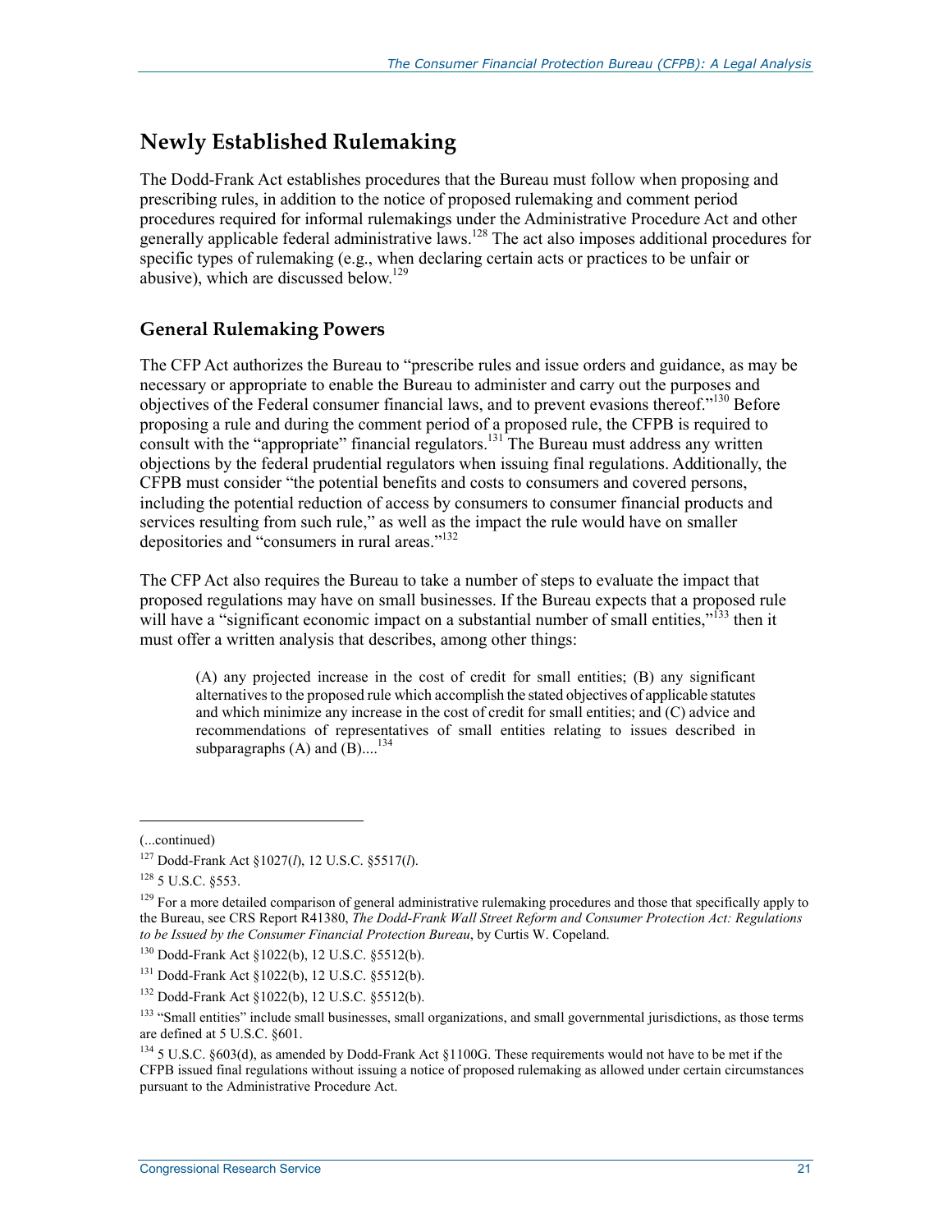## Newly Established Rulemaking

The Dodd-Frank Act establishes procedures that the Bureau must follow when proposing and prescribing rules, in addition to the notice of proposed rulemaking and comment period procedures required for informal rulemakings under the Administrative Procedure Act and other generally applicable federal administrative laws.[128] The act also imposes additional procedures for specific types of rulemaking (e.g., when declaring certain acts or practices to be unfair or abusive), which are discussed below.[129]

### General Rulemaking Powers

The CFP Act authorizes the Bureau to "prescribe rules and issue orders and guidance, as may be necessary or appropriate to enable the Bureau to administer and carry out the purposes and objectives of the Federal consumer financial laws, and to prevent evasions thereof."[130] Before proposing a rule and during the comment period of a proposed rule, the CFPB is required to consult with the "appropriate" financial regulators.[131] The Bureau must address any written objections by the federal prudential regulators when issuing final regulations. Additionally, the CFPB must consider "the potential benefits and costs to consumers and covered persons, including the potential reduction of access by consumers to consumer financial products and services resulting from such rule," as well as the impact the rule would have on smaller depositories and "consumers in rural areas."[132]

The CFP Act also requires the Bureau to take a number of steps to evaluate the impact that proposed regulations may have on small businesses. If the Bureau expects that a proposed rule will have a "significant economic impact on a substantial number of small entities,"[133] then it must offer a written analysis that describes, among other things:

> (A) any projected increase in the cost of credit for small entities; (B) any significant alternatives to the proposed rule which accomplish the stated objectives of applicable statutes and which minimize any increase in the cost of credit for small entities; and (C) advice and recommendations of representatives of small entities relating to issues described in subparagraphs (A) and (B)....[134]

---

(...continued)

[127] Dodd-Frank Act §1027(*l*), 12 U.S.C. §5517(*l*).

[128] 5 U.S.C. §553.

[129] For a more detailed comparison of general administrative rulemaking procedures and those that specifically apply to the Bureau, see CRS Report R41380, *The Dodd-Frank Wall Street Reform and Consumer Protection Act: Regulations to be Issued by the Consumer Financial Protection Bureau*, by Curtis W. Copeland.

[130] Dodd-Frank Act §1022(b), 12 U.S.C. §5512(b).

[131] Dodd-Frank Act §1022(b), 12 U.S.C. §5512(b).

[132] Dodd-Frank Act §1022(b), 12 U.S.C. §5512(b).

[133] "Small entities" include small businesses, small organizations, and small governmental jurisdictions, as those terms are defined at 5 U.S.C. §601.

[134] 5 U.S.C. §603(d), as amended by Dodd-Frank Act §1100G. These requirements would not have to be met if the CFPB issued final regulations without issuing a notice of proposed rulemaking as allowed under certain circumstances pursuant to the Administrative Procedure Act.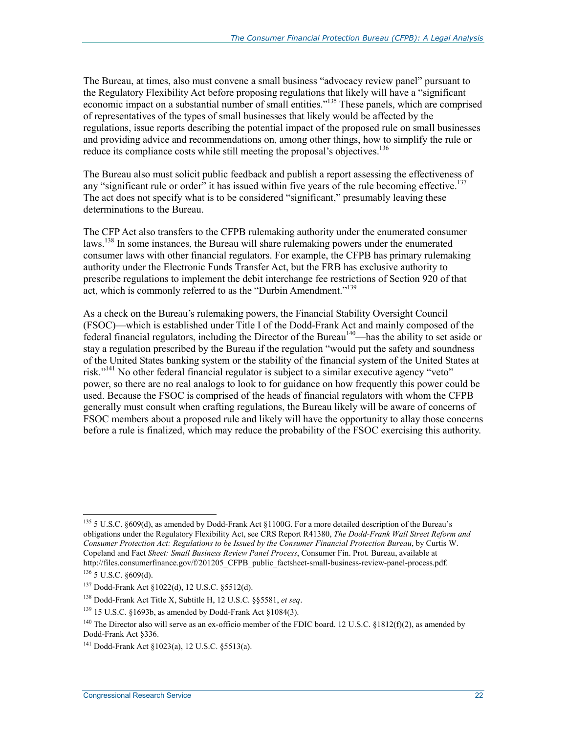The Bureau, at times, also must convene a small business "advocacy review panel" pursuant to the Regulatory Flexibility Act before proposing regulations that likely will have a "significant economic impact on a substantial number of small entities."[135] These panels, which are comprised of representatives of the types of small businesses that likely would be affected by the regulations, issue reports describing the potential impact of the proposed rule on small businesses and providing advice and recommendations on, among other things, how to simplify the rule or reduce its compliance costs while still meeting the proposal's objectives.[136]

The Bureau also must solicit public feedback and publish a report assessing the effectiveness of any "significant rule or order" it has issued within five years of the rule becoming effective.[137] The act does not specify what is to be considered "significant," presumably leaving these determinations to the Bureau.

The CFP Act also transfers to the CFPB rulemaking authority under the enumerated consumer laws.[138] In some instances, the Bureau will share rulemaking powers under the enumerated consumer laws with other financial regulators. For example, the CFPB has primary rulemaking authority under the Electronic Funds Transfer Act, but the FRB has exclusive authority to prescribe regulations to implement the debit interchange fee restrictions of Section 920 of that act, which is commonly referred to as the "Durbin Amendment."[139]

As a check on the Bureau's rulemaking powers, the Financial Stability Oversight Council (FSOC)—which is established under Title I of the Dodd-Frank Act and mainly composed of the federal financial regulators, including the Director of the Bureau[140]—has the ability to set aside or stay a regulation prescribed by the Bureau if the regulation "would put the safety and soundness of the United States banking system or the stability of the financial system of the United States at risk."[141] No other federal financial regulator is subject to a similar executive agency "veto" power, so there are no real analogs to look to for guidance on how frequently this power could be used. Because the FSOC is comprised of the heads of financial regulators with whom the CFPB generally must consult when crafting regulations, the Bureau likely will be aware of concerns of FSOC members about a proposed rule and likely will have the opportunity to allay those concerns before a rule is finalized, which may reduce the probability of the FSOC exercising this authority.

---

[135] 5 U.S.C. §609(d), as amended by Dodd-Frank Act §1100G. For a more detailed description of the Bureau's obligations under the Regulatory Flexibility Act, see CRS Report R41380, *The Dodd-Frank Wall Street Reform and Consumer Protection Act: Regulations to be Issued by the Consumer Financial Protection Bureau*, by Curtis W. Copeland and Fact *Sheet: Small Business Review Panel Process*, Consumer Fin. Prot. Bureau, available at http://files.consumerfinance.gov/f/201205_CFPB_public_factsheet-small-business-review-panel-process.pdf.

[136] 5 U.S.C. §609(d).

[137] Dodd-Frank Act §1022(d), 12 U.S.C. §5512(d).

[138] Dodd-Frank Act Title X, Subtitle H, 12 U.S.C. §§5581, *et seq*.

[139] 15 U.S.C. §1693b, as amended by Dodd-Frank Act §1084(3).

[140] The Director also will serve as an ex-officio member of the FDIC board. 12 U.S.C. §1812(f)(2), as amended by Dodd-Frank Act §336.

[141] Dodd-Frank Act §1023(a), 12 U.S.C. §5513(a).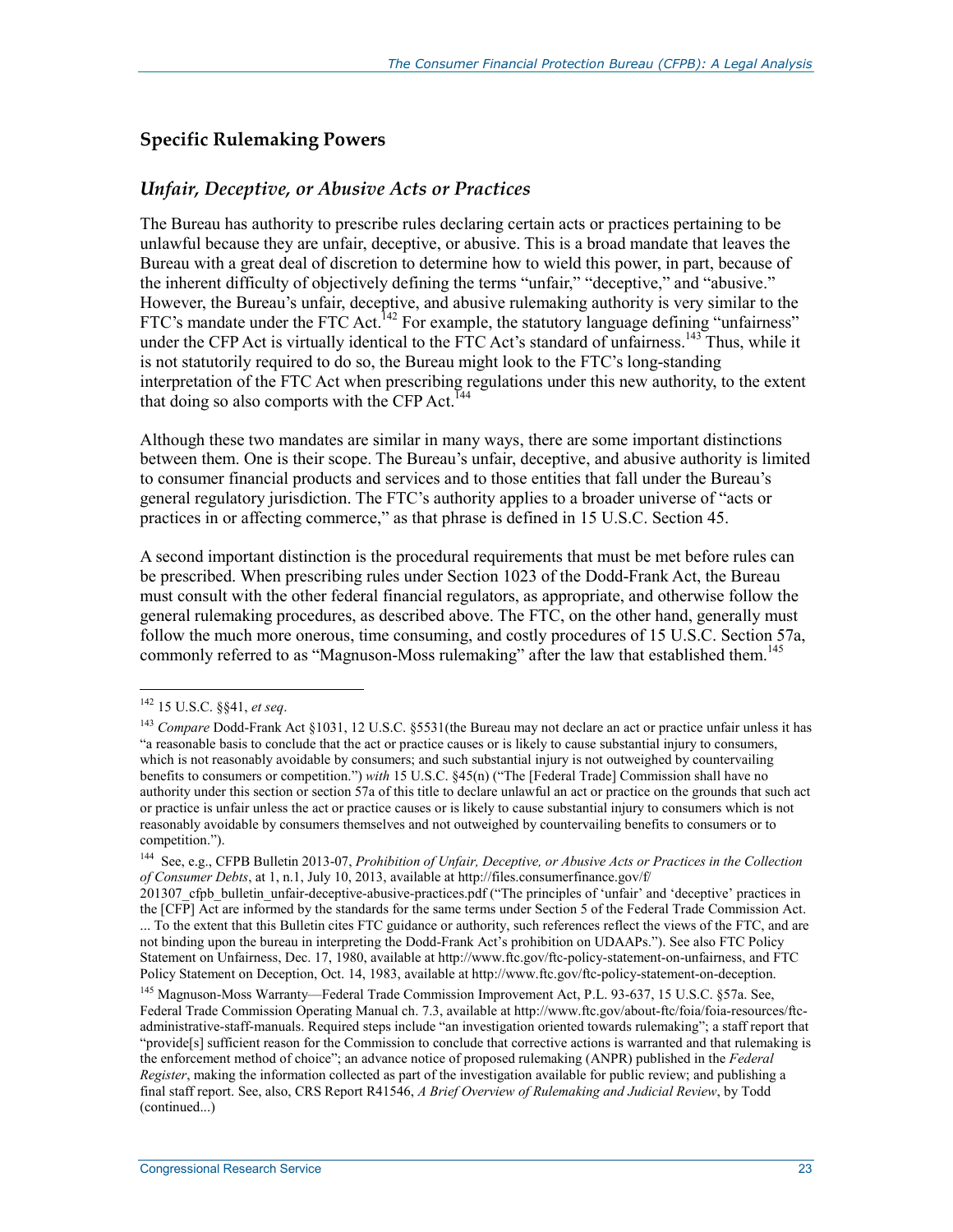## Specific Rulemaking Powers

### *Unfair, Deceptive, or Abusive Acts or Practices*

The Bureau has authority to prescribe rules declaring certain acts or practices pertaining to be unlawful because they are unfair, deceptive, or abusive. This is a broad mandate that leaves the Bureau with a great deal of discretion to determine how to wield this power, in part, because of the inherent difficulty of objectively defining the terms "unfair," "deceptive," and "abusive." However, the Bureau's unfair, deceptive, and abusive rulemaking authority is very similar to the FTC's mandate under the FTC Act.[142] For example, the statutory language defining "unfairness" under the CFP Act is virtually identical to the FTC Act's standard of unfairness.[143] Thus, while it is not statutorily required to do so, the Bureau might look to the FTC's long-standing interpretation of the FTC Act when prescribing regulations under this new authority, to the extent that doing so also comports with the CFP Act.[144]

Although these two mandates are similar in many ways, there are some important distinctions between them. One is their scope. The Bureau's unfair, deceptive, and abusive authority is limited to consumer financial products and services and to those entities that fall under the Bureau's general regulatory jurisdiction. The FTC's authority applies to a broader universe of "acts or practices in or affecting commerce," as that phrase is defined in 15 U.S.C. Section 45.

A second important distinction is the procedural requirements that must be met before rules can be prescribed. When prescribing rules under Section 1023 of the Dodd-Frank Act, the Bureau must consult with the other federal financial regulators, as appropriate, and otherwise follow the general rulemaking procedures, as described above. The FTC, on the other hand, generally must follow the much more onerous, time consuming, and costly procedures of 15 U.S.C. Section 57a, commonly referred to as "Magnuson-Moss rulemaking" after the law that established them.[145]

---

[142] 15 U.S.C. §§41, *et seq*.

[143] *Compare* Dodd-Frank Act §1031, 12 U.S.C. §5531(the Bureau may not declare an act or practice unfair unless it has "a reasonable basis to conclude that the act or practice causes or is likely to cause substantial injury to consumers, which is not reasonably avoidable by consumers; and such substantial injury is not outweighed by countervailing benefits to consumers or competition.") *with* 15 U.S.C. §45(n) ("The [Federal Trade] Commission shall have no authority under this section or section 57a of this title to declare unlawful an act or practice on the grounds that such act or practice is unfair unless the act or practice causes or is likely to cause substantial injury to consumers which is not reasonably avoidable by consumers themselves and not outweighed by countervailing benefits to consumers or to competition.").

[144] See, e.g., CFPB Bulletin 2013-07, *Prohibition of Unfair, Deceptive, or Abusive Acts or Practices in the Collection of Consumer Debts*, at 1, n.1, July 10, 2013, available at http://files.consumerfinance.gov/f/201307_cfpb_bulletin_unfair-deceptive-abusive-practices.pdf ("The principles of 'unfair' and 'deceptive' practices in the [CFP] Act are informed by the standards for the same terms under Section 5 of the Federal Trade Commission Act. ... To the extent that this Bulletin cites FTC guidance or authority, such references reflect the views of the FTC, and are not binding upon the bureau in interpreting the Dodd-Frank Act's prohibition on UDAAPs."). See also FTC Policy Statement on Unfairness, Dec. 17, 1980, available at http://www.ftc.gov/ftc-policy-statement-on-unfairness, and FTC Policy Statement on Deception, Oct. 14, 1983, available at http://www.ftc.gov/ftc-policy-statement-on-deception.

[145] Magnuson-Moss Warranty—Federal Trade Commission Improvement Act, P.L. 93-637, 15 U.S.C. §57a. See, Federal Trade Commission Operating Manual ch. 7.3, available at http://www.ftc.gov/about-ftc/foia/foia-resources/ftc-administrative-staff-manuals. Required steps include "an investigation oriented towards rulemaking"; a staff report that "provide[s] sufficient reason for the Commission to conclude that corrective actions is warranted and that rulemaking is the enforcement method of choice"; an advance notice of proposed rulemaking (ANPR) published in the *Federal Register*, making the information collected as part of the investigation available for public review; and publishing a final staff report. See, also, CRS Report R41546, *A Brief Overview of Rulemaking and Judicial Review*, by Todd (continued...)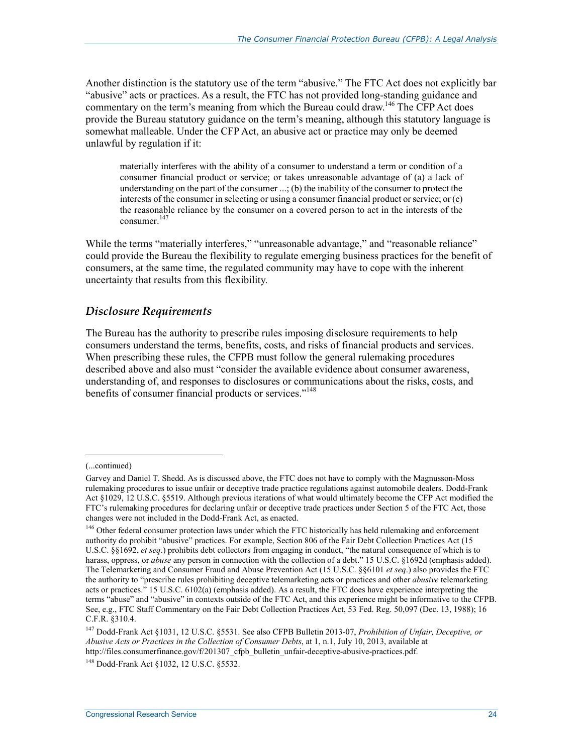Another distinction is the statutory use of the term "abusive." The FTC Act does not explicitly bar "abusive" acts or practices. As a result, the FTC has not provided long-standing guidance and commentary on the term's meaning from which the Bureau could draw.[146] The CFP Act does provide the Bureau statutory guidance on the term's meaning, although this statutory language is somewhat malleable. Under the CFP Act, an abusive act or practice may only be deemed unlawful by regulation if it:

> materially interferes with the ability of a consumer to understand a term or condition of a consumer financial product or service; or takes unreasonable advantage of (a) a lack of understanding on the part of the consumer ...; (b) the inability of the consumer to protect the interests of the consumer in selecting or using a consumer financial product or service; or (c) the reasonable reliance by the consumer on a covered person to act in the interests of the consumer.[147]

While the terms "materially interferes," "unreasonable advantage," and "reasonable reliance" could provide the Bureau the flexibility to regulate emerging business practices for the benefit of consumers, at the same time, the regulated community may have to cope with the inherent uncertainty that results from this flexibility.

### *Disclosure Requirements*

The Bureau has the authority to prescribe rules imposing disclosure requirements to help consumers understand the terms, benefits, costs, and risks of financial products and services. When prescribing these rules, the CFPB must follow the general rulemaking procedures described above and also must "consider the available evidence about consumer awareness, understanding of, and responses to disclosures or communications about the risks, costs, and benefits of consumer financial products or services."[148]

---

(...continued)

Garvey and Daniel T. Shedd. As is discussed above, the FTC does not have to comply with the Magnusson-Moss rulemaking procedures to issue unfair or deceptive trade practice regulations against automobile dealers. Dodd-Frank Act §1029, 12 U.S.C. §5519. Although previous iterations of what would ultimately become the CFP Act modified the FTC's rulemaking procedures for declaring unfair or deceptive trade practices under Section 5 of the FTC Act, those changes were not included in the Dodd-Frank Act, as enacted.

[146] Other federal consumer protection laws under which the FTC historically has held rulemaking and enforcement authority do prohibit "abusive" practices. For example, Section 806 of the Fair Debt Collection Practices Act (15 U.S.C. §§1692, *et seq*.) prohibits debt collectors from engaging in conduct, "the natural consequence of which is to harass, oppress, or *abuse* any person in connection with the collection of a debt." 15 U.S.C. §1692d (emphasis added). The Telemarketing and Consumer Fraud and Abuse Prevention Act (15 U.S.C. §§6101 *et seq*.) also provides the FTC the authority to "prescribe rules prohibiting deceptive telemarketing acts or practices and other *abusive* telemarketing acts or practices." 15 U.S.C. 6102(a) (emphasis added). As a result, the FTC does have experience interpreting the terms "abuse" and "abusive" in contexts outside of the FTC Act, and this experience might be informative to the CFPB. See, e.g., FTC Staff Commentary on the Fair Debt Collection Practices Act, 53 Fed. Reg. 50,097 (Dec. 13, 1988); 16 C.F.R. §310.4.

[147] Dodd-Frank Act §1031, 12 U.S.C. §5531. See also CFPB Bulletin 2013-07, *Prohibition of Unfair, Deceptive, or Abusive Acts or Practices in the Collection of Consumer Debts*, at 1, n.1, July 10, 2013, available at http://files.consumerfinance.gov/f/201307_cfpb_bulletin_unfair-deceptive-abusive-practices.pdf.

[148] Dodd-Frank Act §1032, 12 U.S.C. §5532.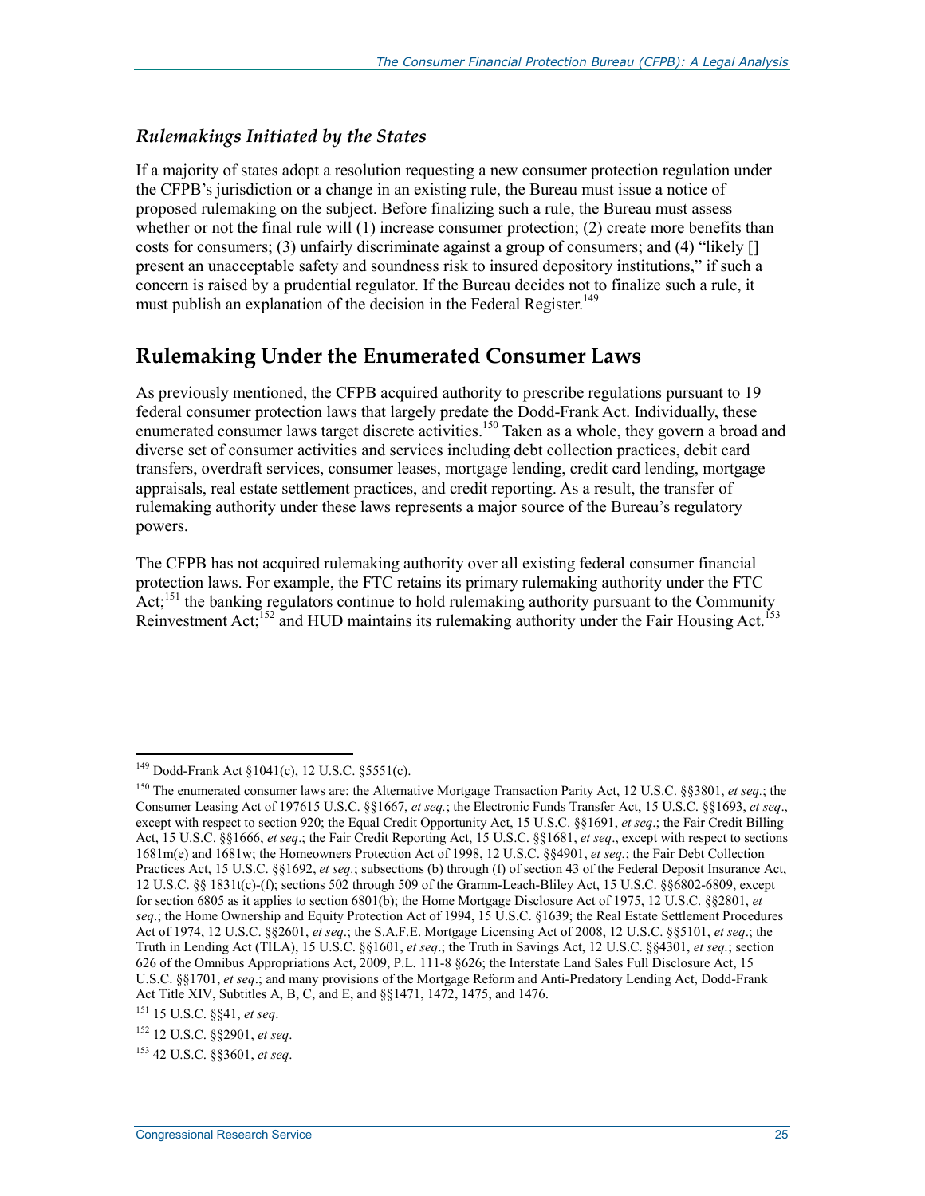### *Rulemakings Initiated by the States*

If a majority of states adopt a resolution requesting a new consumer protection regulation under the CFPB's jurisdiction or a change in an existing rule, the Bureau must issue a notice of proposed rulemaking on the subject. Before finalizing such a rule, the Bureau must assess whether or not the final rule will (1) increase consumer protection; (2) create more benefits than costs for consumers; (3) unfairly discriminate against a group of consumers; and (4) "likely [] present an unacceptable safety and soundness risk to insured depository institutions," if such a concern is raised by a prudential regulator. If the Bureau decides not to finalize such a rule, it must publish an explanation of the decision in the Federal Register.[149]

## Rulemaking Under the Enumerated Consumer Laws

As previously mentioned, the CFPB acquired authority to prescribe regulations pursuant to 19 federal consumer protection laws that largely predate the Dodd-Frank Act. Individually, these enumerated consumer laws target discrete activities.[150] Taken as a whole, they govern a broad and diverse set of consumer activities and services including debt collection practices, debit card transfers, overdraft services, consumer leases, mortgage lending, credit card lending, mortgage appraisals, real estate settlement practices, and credit reporting. As a result, the transfer of rulemaking authority under these laws represents a major source of the Bureau's regulatory powers.

The CFPB has not acquired rulemaking authority over all existing federal consumer financial protection laws. For example, the FTC retains its primary rulemaking authority under the FTC Act;[151] the banking regulators continue to hold rulemaking authority pursuant to the Community Reinvestment Act;[152] and HUD maintains its rulemaking authority under the Fair Housing Act.[153]

---

[149] Dodd-Frank Act §1041(c), 12 U.S.C. §5551(c).

[150] The enumerated consumer laws are: the Alternative Mortgage Transaction Parity Act, 12 U.S.C. §§3801, *et seq.*; the Consumer Leasing Act of 197615 U.S.C. §§1667, *et seq.*; the Electronic Funds Transfer Act, 15 U.S.C. §§1693, *et seq*., except with respect to section 920; the Equal Credit Opportunity Act, 15 U.S.C. §§1691, *et seq*.; the Fair Credit Billing Act, 15 U.S.C. §§1666, *et seq*.; the Fair Credit Reporting Act, 15 U.S.C. §§1681, *et seq*., except with respect to sections 1681m(e) and 1681w; the Homeowners Protection Act of 1998, 12 U.S.C. §§4901, *et seq.*; the Fair Debt Collection Practices Act, 15 U.S.C. §§1692, *et seq.*; subsections (b) through (f) of section 43 of the Federal Deposit Insurance Act, 12 U.S.C. §§ 1831t(c)-(f); sections 502 through 509 of the Gramm-Leach-Bliley Act, 15 U.S.C. §§6802-6809, except for section 6805 as it applies to section 6801(b); the Home Mortgage Disclosure Act of 1975, 12 U.S.C. §§2801, *et seq*.; the Home Ownership and Equity Protection Act of 1994, 15 U.S.C. §1639; the Real Estate Settlement Procedures Act of 1974, 12 U.S.C. §§2601, *et seq*.; the S.A.F.E. Mortgage Licensing Act of 2008, 12 U.S.C. §§5101, *et seq*.; the Truth in Lending Act (TILA), 15 U.S.C. §§1601, *et seq*.; the Truth in Savings Act, 12 U.S.C. §§4301, *et seq.*; section 626 of the Omnibus Appropriations Act, 2009, P.L. 111-8 §626; the Interstate Land Sales Full Disclosure Act, 15 U.S.C. §§1701, *et seq*.; and many provisions of the Mortgage Reform and Anti-Predatory Lending Act, Dodd-Frank Act Title XIV, Subtitles A, B, C, and E, and §§1471, 1472, 1475, and 1476.

[151] 15 U.S.C. §§41, *et seq*.

[152] 12 U.S.C. §§2901, *et seq*.

[153] 42 U.S.C. §§3601, *et seq*.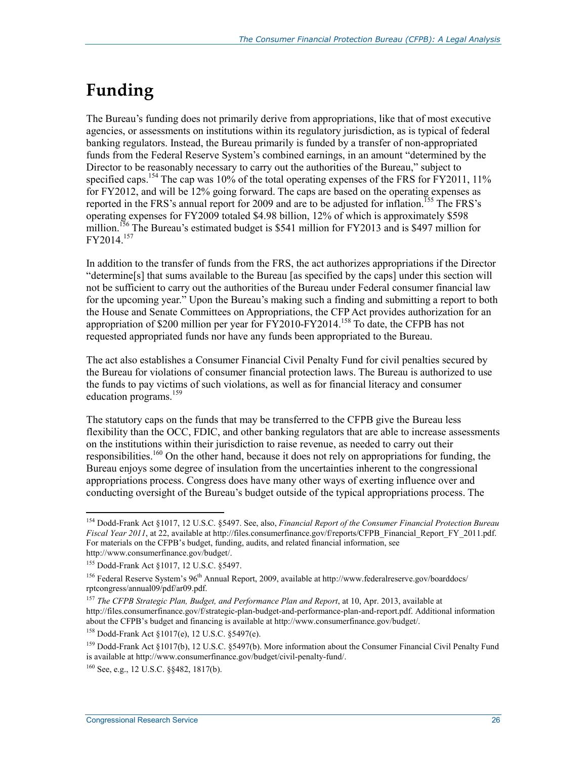# Funding

The Bureau's funding does not primarily derive from appropriations, like that of most executive agencies, or assessments on institutions within its regulatory jurisdiction, as is typical of federal banking regulators. Instead, the Bureau primarily is funded by a transfer of non-appropriated funds from the Federal Reserve System's combined earnings, in an amount "determined by the Director to be reasonably necessary to carry out the authorities of the Bureau," subject to specified caps.[154] The cap was 10% of the total operating expenses of the FRS for FY2011, 11% for FY2012, and will be 12% going forward. The caps are based on the operating expenses as reported in the FRS's annual report for 2009 and are to be adjusted for inflation.[155] The FRS's operating expenses for FY2009 totaled \$4.98 billion, 12% of which is approximately \$598 million.[156] The Bureau's estimated budget is \$541 million for FY2013 and is \$497 million for FY2014.[157]

In addition to the transfer of funds from the FRS, the act authorizes appropriations if the Director "determine[s] that sums available to the Bureau [as specified by the caps] under this section will not be sufficient to carry out the authorities of the Bureau under Federal consumer financial law for the upcoming year." Upon the Bureau's making such a finding and submitting a report to both the House and Senate Committees on Appropriations, the CFP Act provides authorization for an appropriation of \$200 million per year for FY2010-FY2014.[158] To date, the CFPB has not requested appropriated funds nor have any funds been appropriated to the Bureau.

The act also establishes a Consumer Financial Civil Penalty Fund for civil penalties secured by the Bureau for violations of consumer financial protection laws. The Bureau is authorized to use the funds to pay victims of such violations, as well as for financial literacy and consumer education programs.[159]

The statutory caps on the funds that may be transferred to the CFPB give the Bureau less flexibility than the OCC, FDIC, and other banking regulators that are able to increase assessments on the institutions within their jurisdiction to raise revenue, as needed to carry out their responsibilities.[160] On the other hand, because it does not rely on appropriations for funding, the Bureau enjoys some degree of insulation from the uncertainties inherent to the congressional appropriations process. Congress does have many other ways of exerting influence over and conducting oversight of the Bureau's budget outside of the typical appropriations process. The

---

[154] Dodd-Frank Act §1017, 12 U.S.C. §5497. See, also, *Financial Report of the Consumer Financial Protection Bureau Fiscal Year 2011*, at 22, available at http://files.consumerfinance.gov/f/reports/CFPB_Financial_Report_FY_2011.pdf. For materials on the CFPB's budget, funding, audits, and related financial information, see http://www.consumerfinance.gov/budget/.

[155] Dodd-Frank Act §1017, 12 U.S.C. §5497.

[156] Federal Reserve System's 96th Annual Report, 2009, available at http://www.federalreserve.gov/boarddocs/rptcongress/annual09/pdf/ar09.pdf.

[157] *The CFPB Strategic Plan, Budget, and Performance Plan and Report*, at 10, Apr. 2013, available at http://files.consumerfinance.gov/f/strategic-plan-budget-and-performance-plan-and-report.pdf. Additional information about the CFPB's budget and financing is available at http://www.consumerfinance.gov/budget/.

[158] Dodd-Frank Act §1017(e), 12 U.S.C. §5497(e).

[159] Dodd-Frank Act §1017(b), 12 U.S.C. §5497(b). More information about the Consumer Financial Civil Penalty Fund is available at http://www.consumerfinance.gov/budget/civil-penalty-fund/.

[160] See, e.g., 12 U.S.C. §§482, 1817(b).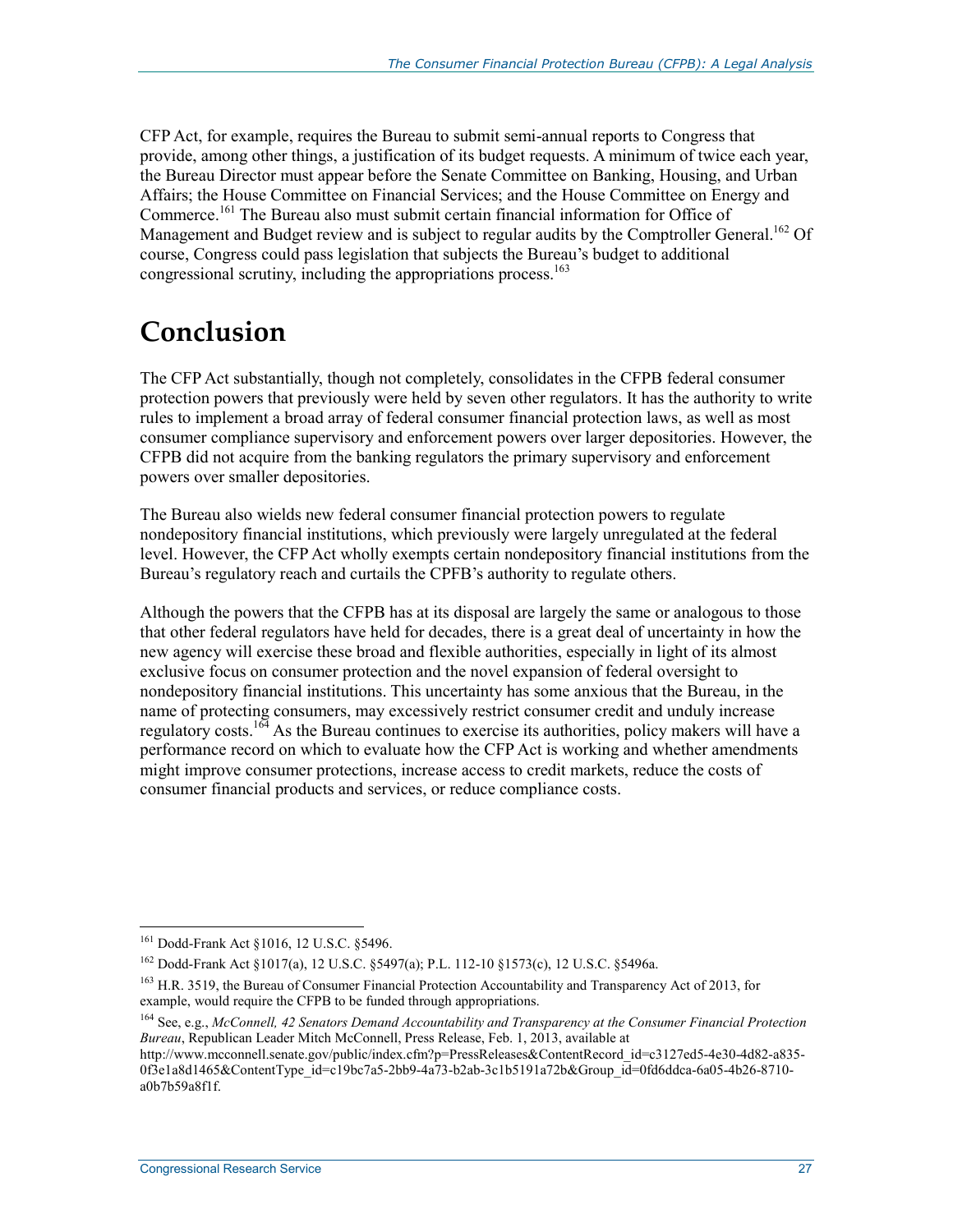CFP Act, for example, requires the Bureau to submit semi-annual reports to Congress that provide, among other things, a justification of its budget requests. A minimum of twice each year, the Bureau Director must appear before the Senate Committee on Banking, Housing, and Urban Affairs; the House Committee on Financial Services; and the House Committee on Energy and Commerce.[161] The Bureau also must submit certain financial information for Office of Management and Budget review and is subject to regular audits by the Comptroller General.[162] Of course, Congress could pass legislation that subjects the Bureau's budget to additional congressional scrutiny, including the appropriations process.[163]

# Conclusion

The CFP Act substantially, though not completely, consolidates in the CFPB federal consumer protection powers that previously were held by seven other regulators. It has the authority to write rules to implement a broad array of federal consumer financial protection laws, as well as most consumer compliance supervisory and enforcement powers over larger depositories. However, the CFPB did not acquire from the banking regulators the primary supervisory and enforcement powers over smaller depositories.

The Bureau also wields new federal consumer financial protection powers to regulate nondepository financial institutions, which previously were largely unregulated at the federal level. However, the CFP Act wholly exempts certain nondepository financial institutions from the Bureau's regulatory reach and curtails the CPFB's authority to regulate others.

Although the powers that the CFPB has at its disposal are largely the same or analogous to those that other federal regulators have held for decades, there is a great deal of uncertainty in how the new agency will exercise these broad and flexible authorities, especially in light of its almost exclusive focus on consumer protection and the novel expansion of federal oversight to nondepository financial institutions. This uncertainty has some anxious that the Bureau, in the name of protecting consumers, may excessively restrict consumer credit and unduly increase regulatory costs.[164] As the Bureau continues to exercise its authorities, policy makers will have a performance record on which to evaluate how the CFP Act is working and whether amendments might improve consumer protections, increase access to credit markets, reduce the costs of consumer financial products and services, or reduce compliance costs.

---

[161] Dodd-Frank Act §1016, 12 U.S.C. §5496.

[162] Dodd-Frank Act §1017(a), 12 U.S.C. §5497(a); P.L. 112-10 §1573(c), 12 U.S.C. §5496a.

[163] H.R. 3519, the Bureau of Consumer Financial Protection Accountability and Transparency Act of 2013, for example, would require the CFPB to be funded through appropriations.

[164] See, e.g., *McConnell, 42 Senators Demand Accountability and Transparency at the Consumer Financial Protection Bureau*, Republican Leader Mitch McConnell, Press Release, Feb. 1, 2013, available at http://www.mcconnell.senate.gov/public/index.cfm?p=PressReleases&ContentRecord_id=c3127ed5-4e30-4d82-a835-0f3e1a8d1465&ContentType_id=c19bc7a5-2bb9-4a73-b2ab-3c1b5191a72b&Group_id=0fd6ddca-6a05-4b26-8710-a0b7b59a8f1f.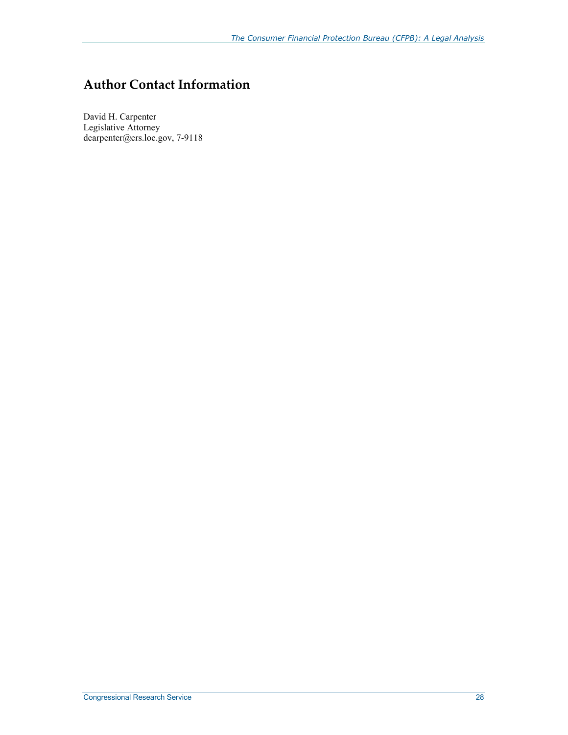## Author Contact Information

David H. Carpenter
Legislative Attorney
dcarpenter@crs.loc.gov, 7-9118